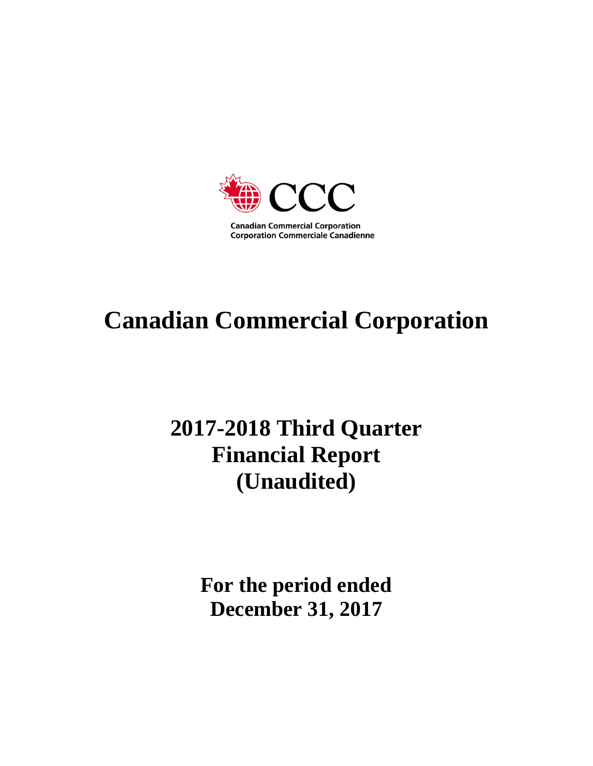CCC

Canadian Commercial Corporation
Corporation Commerciale Canadienne

# Canadian Commercial Corporation

## 2017-2018 Third Quarter Financial Report (Unaudited)

### For the period ended December 31, 2017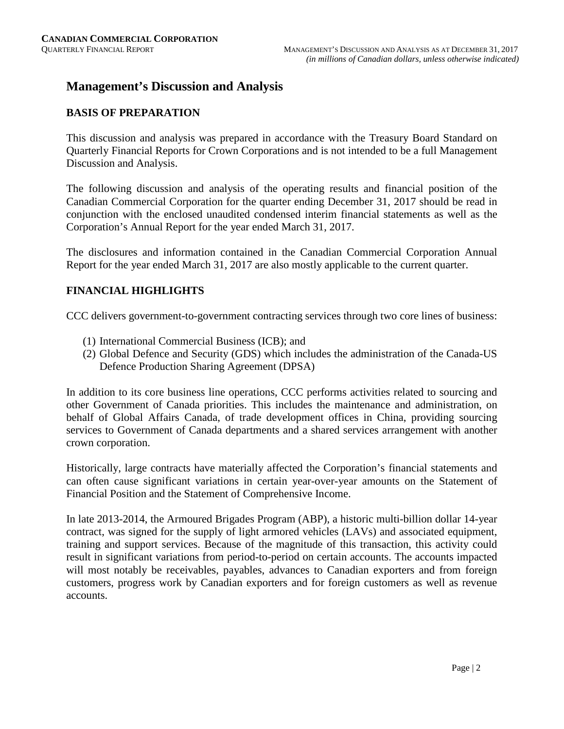# Management's Discussion and Analysis

## BASIS OF PREPARATION

This discussion and analysis was prepared in accordance with the Treasury Board Standard on Quarterly Financial Reports for Crown Corporations and is not intended to be a full Management Discussion and Analysis.

The following discussion and analysis of the operating results and financial position of the Canadian Commercial Corporation for the quarter ending December 31, 2017 should be read in conjunction with the enclosed unaudited condensed interim financial statements as well as the Corporation's Annual Report for the year ended March 31, 2017.

The disclosures and information contained in the Canadian Commercial Corporation Annual Report for the year ended March 31, 2017 are also mostly applicable to the current quarter.

## FINANCIAL HIGHLIGHTS

CCC delivers government-to-government contracting services through two core lines of business:

(1) International Commercial Business (ICB); and
(2) Global Defence and Security (GDS) which includes the administration of the Canada-US Defence Production Sharing Agreement (DPSA)

In addition to its core business line operations, CCC performs activities related to sourcing and other Government of Canada priorities. This includes the maintenance and administration, on behalf of Global Affairs Canada, of trade development offices in China, providing sourcing services to Government of Canada departments and a shared services arrangement with another crown corporation.

Historically, large contracts have materially affected the Corporation's financial statements and can often cause significant variations in certain year-over-year amounts on the Statement of Financial Position and the Statement of Comprehensive Income.

In late 2013-2014, the Armoured Brigades Program (ABP), a historic multi-billion dollar 14-year contract, was signed for the supply of light armored vehicles (LAVs) and associated equipment, training and support services. Because of the magnitude of this transaction, this activity could result in significant variations from period-to-period on certain accounts. The accounts impacted will most notably be receivables, payables, advances to Canadian exporters and from foreign customers, progress work by Canadian exporters and for foreign customers as well as revenue accounts.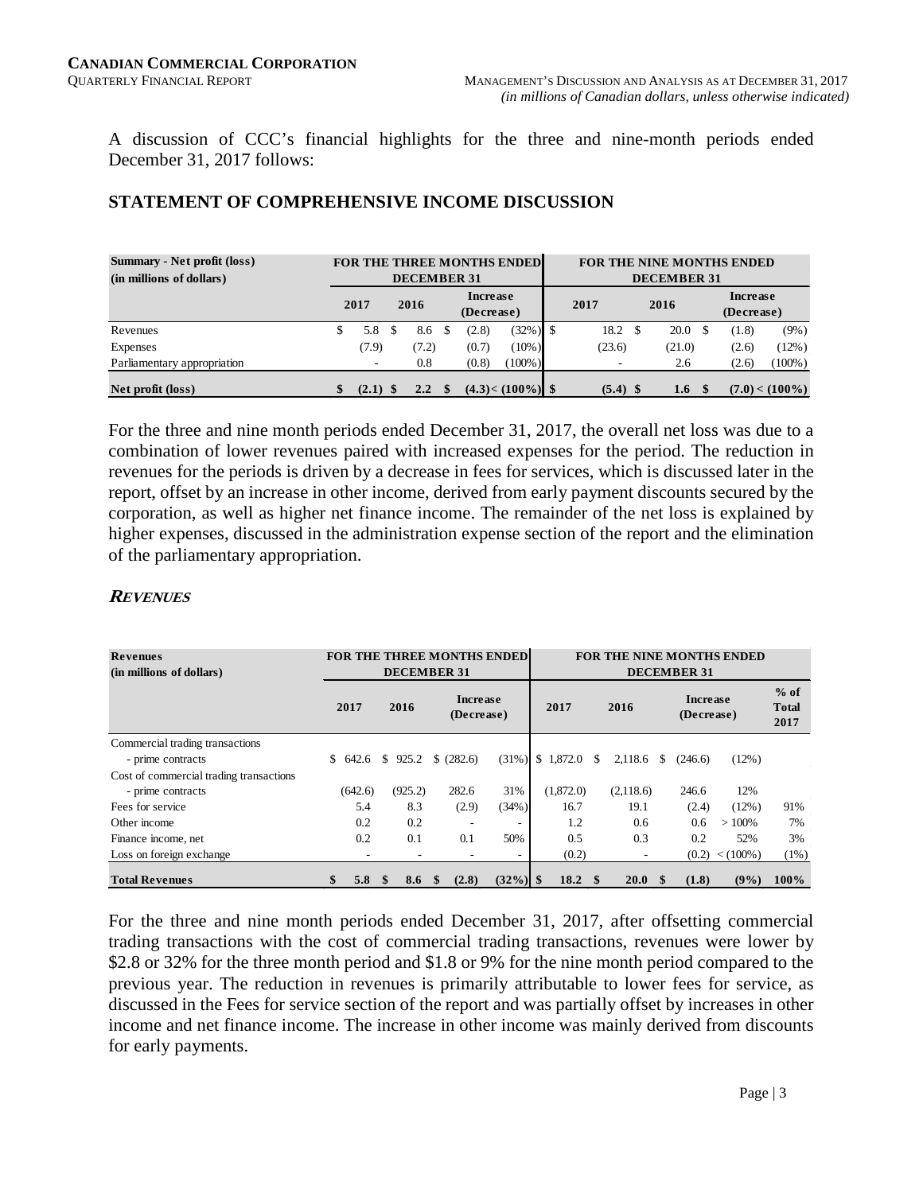A discussion of CCC's financial highlights for the three and nine-month periods ended December 31, 2017 follows:

## STATEMENT OF COMPREHENSIVE INCOME DISCUSSION

| Summary - Net profit (loss) (in millions of dollars) | FOR THE THREE MONTHS ENDED DECEMBER 31 | | | | FOR THE NINE MONTHS ENDED DECEMBER 31 | | | |
|---|---|---|---|---|---|---|---|---|
| | 2017 | 2016 | Increase (Decrease) | | 2017 | 2016 | Increase (Decrease) | |
| Revenues | $ 5.8 | $ 8.6 | $ (2.8) | (32%) | $ 18.2 | $ 20.0 | $ (1.8) | (9%) |
| Expenses | (7.9) | (7.2) | (0.7) | (10%) | (23.6) | (21.0) | (2.6) | (12%) |
| Parliamentary appropriation | - | 0.8 | (0.8) | (100%) | - | 2.6 | (2.6) | (100%) |
| **Net profit (loss)** | **$ (2.1)** | **$ 2.2** | **$ (4.3)** | **< (100%)** | **$ (5.4)** | **$ 1.6** | **$ (7.0)** | **< (100%)** |

For the three and nine month periods ended December 31, 2017, the overall net loss was due to a combination of lower revenues paired with increased expenses for the period. The reduction in revenues for the periods is driven by a decrease in fees for services, which is discussed later in the report, offset by an increase in other income, derived from early payment discounts secured by the corporation, as well as higher net finance income. The remainder of the net loss is explained by higher expenses, discussed in the administration expense section of the report and the elimination of the parliamentary appropriation.

### *REVENUES*

| Revenues (in millions of dollars) | FOR THE THREE MONTHS ENDED DECEMBER 31 | | | | FOR THE NINE MONTHS ENDED DECEMBER 31 | | | | |
|---|---|---|---|---|---|---|---|---|---|
| | 2017 | 2016 | Increase (Decrease) | | 2017 | 2016 | Increase (Decrease) | | % of Total 2017 |
| Commercial trading transactions | | | | | | | | | |
| - prime contracts | $ 642.6 | $ 925.2 | $ (282.6) | (31%) | $ 1,872.0 | $ 2,118.6 | $ (246.6) | (12%) | |
| Cost of commercial trading transactions | | | | | | | | | |
| - prime contracts | (642.6) | (925.2) | 282.6 | 31% | (1,872.0) | (2,118.6) | 246.6 | 12% | |
| Fees for service | 5.4 | 8.3 | (2.9) | (34%) | 16.7 | 19.1 | (2.4) | (12%) | 91% |
| Other income | 0.2 | 0.2 | - | - | 1.2 | 0.6 | 0.6 | > 100% | 7% |
| Finance income, net | 0.2 | 0.1 | 0.1 | 50% | 0.5 | 0.3 | 0.2 | 52% | 3% |
| Loss on foreign exchange | - | - | - | - | (0.2) | - | (0.2) | < (100%) | (1%) |
| **Total Revenues** | **$ 5.8** | **$ 8.6** | **$ (2.8)** | **(32%)** | **$ 18.2** | **$ 20.0** | **$ (1.8)** | **(9%)** | **100%** |

For the three and nine month periods ended December 31, 2017, after offsetting commercial trading transactions with the cost of commercial trading transactions, revenues were lower by $2.8 or 32% for the three month period and $1.8 or 9% for the nine month period compared to the previous year. The reduction in revenues is primarily attributable to lower fees for service, as discussed in the Fees for service section of the report and was partially offset by increases in other income and net finance income. The increase in other income was mainly derived from discounts for early payments.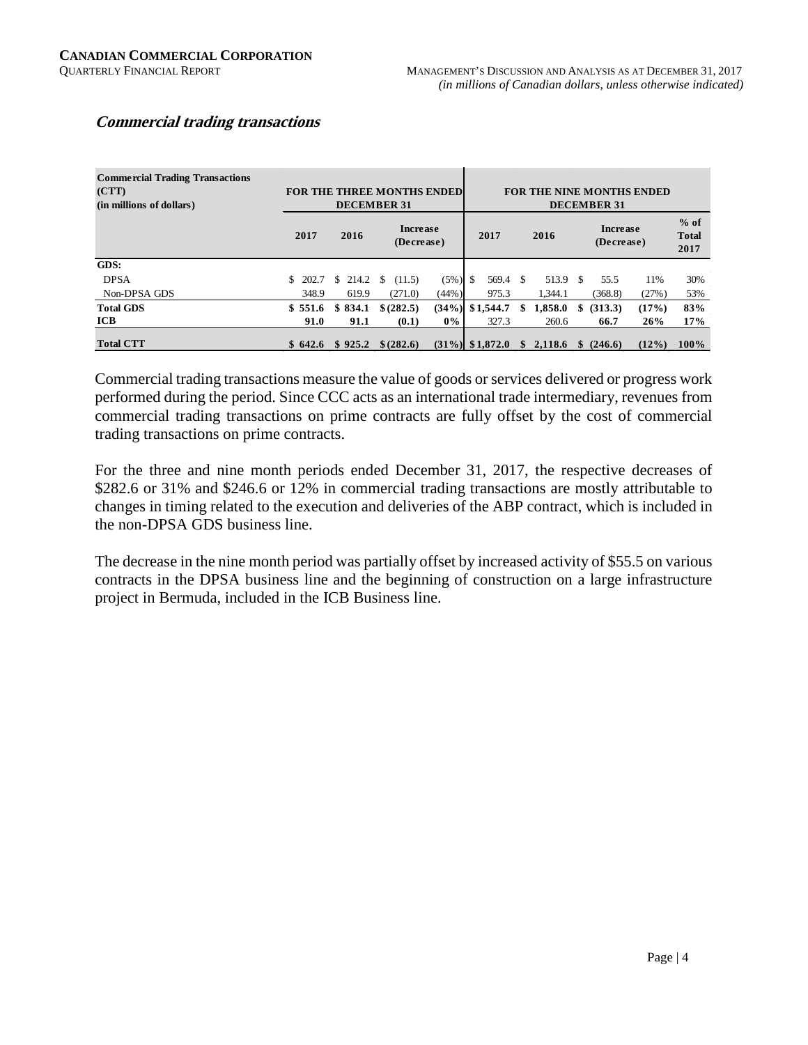## *Commercial trading transactions*

| Commercial Trading Transactions (CTT) (in millions of dollars) | FOR THE THREE MONTHS ENDED DECEMBER 31 | | | | FOR THE NINE MONTHS ENDED DECEMBER 31 | | | | |
|---|---|---|---|---|---|---|---|---|---|
| | 2017 | 2016 | Increase (Decrease) | | 2017 | 2016 | Increase (Decrease) | | % of Total 2017 |
| **GDS:** | | | | | | | | | |
| DPSA | $ 202.7 | $ 214.2 | $ (11.5) | (5%) | $ 569.4 | $ 513.9 | $ 55.5 | 11% | 30% |
| Non-DPSA GDS | 348.9 | 619.9 | (271.0) | (44%) | 975.3 | 1,344.1 | (368.8) | (27%) | 53% |
| **Total GDS** | **$ 551.6** | **$ 834.1** | **$ (282.5)** | **(34%)** | **$ 1,544.7** | **$ 1,858.0** | **$ (313.3)** | **(17%)** | **83%** |
| **ICB** | **91.0** | **91.1** | **(0.1)** | **0%** | 327.3 | 260.6 | **66.7** | **26%** | **17%** |
| **Total CTT** | **$ 642.6** | **$ 925.2** | **$ (282.6)** | **(31%)** | **$ 1,872.0** | **$ 2,118.6** | **$ (246.6)** | **(12%)** | **100%** |

Commercial trading transactions measure the value of goods or services delivered or progress work performed during the period. Since CCC acts as an international trade intermediary, revenues from commercial trading transactions on prime contracts are fully offset by the cost of commercial trading transactions on prime contracts.

For the three and nine month periods ended December 31, 2017, the respective decreases of $282.6 or 31% and $246.6 or 12% in commercial trading transactions are mostly attributable to changes in timing related to the execution and deliveries of the ABP contract, which is included in the non-DPSA GDS business line.

The decrease in the nine month period was partially offset by increased activity of $55.5 on various contracts in the DPSA business line and the beginning of construction on a large infrastructure project in Bermuda, included in the ICB Business line.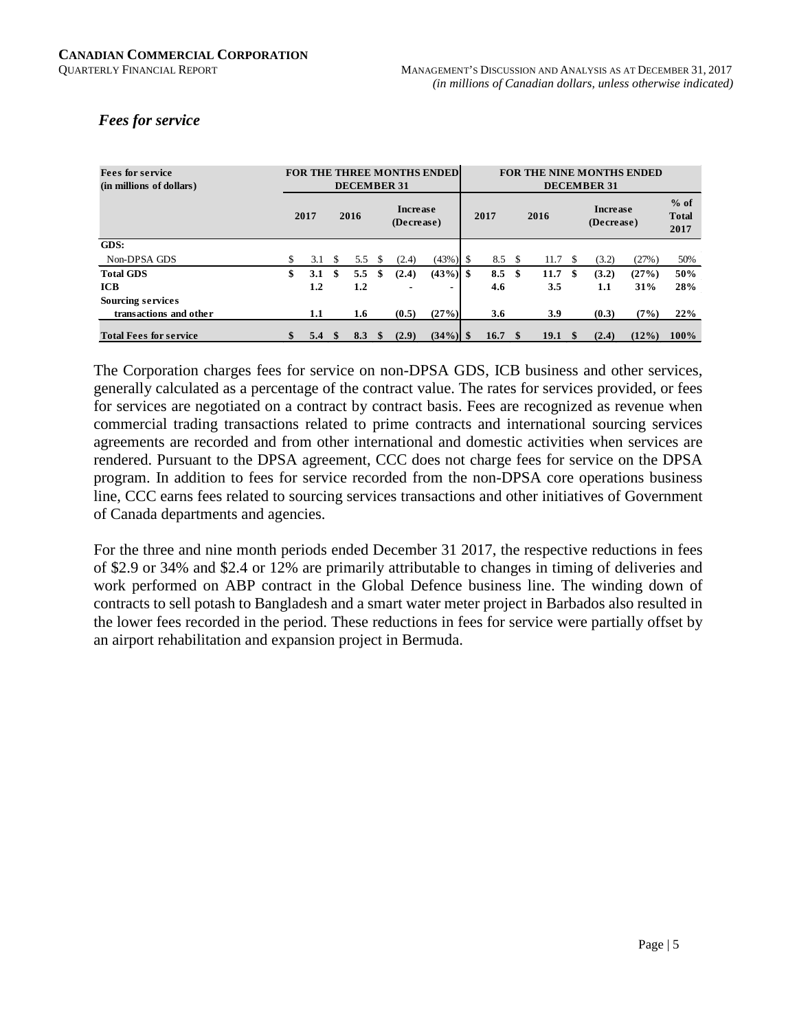### *Fees for service*

| Fees for service (in millions of dollars) | FOR THE THREE MONTHS ENDED DECEMBER 31 | | | | FOR THE NINE MONTHS ENDED DECEMBER 31 | | | | |
|---|---|---|---|---|---|---|---|---|---|
| | 2017 | 2016 | Increase (Decrease) | | 2017 | 2016 | Increase (Decrease) | | % of Total 2017 |
| **GDS:** | | | | | | | | | |
| Non-DPSA GDS | $ 3.1 | $ 5.5 | $ (2.4) | (43%) | $ 8.5 | $ 11.7 | $ (3.2) | (27%) | 50% |
| **Total GDS** | **$ 3.1** | **$ 5.5** | **$ (2.4)** | **(43%)** | **$ 8.5** | **$ 11.7** | **$ (3.2)** | **(27%)** | **50%** |
| **ICB** | **1.2** | **1.2** | **-** | **-** | **4.6** | **3.5** | **1.1** | **31%** | **28%** |
| **Sourcing services transactions and other** | **1.1** | **1.6** | **(0.5)** | **(27%)** | **3.6** | **3.9** | **(0.3)** | **(7%)** | **22%** |
| **Total Fees for service** | **$ 5.4** | **$ 8.3** | **$ (2.9)** | **(34%)** | **$ 16.7** | **$ 19.1** | **$ (2.4)** | **(12%)** | **100%** |

The Corporation charges fees for service on non-DPSA GDS, ICB business and other services, generally calculated as a percentage of the contract value. The rates for services provided, or fees for services are negotiated on a contract by contract basis. Fees are recognized as revenue when commercial trading transactions related to prime contracts and international sourcing services agreements are recorded and from other international and domestic activities when services are rendered. Pursuant to the DPSA agreement, CCC does not charge fees for service on the DPSA program. In addition to fees for service recorded from the non-DPSA core operations business line, CCC earns fees related to sourcing services transactions and other initiatives of Government of Canada departments and agencies.

For the three and nine month periods ended December 31 2017, the respective reductions in fees of $2.9 or 34% and $2.4 or 12% are primarily attributable to changes in timing of deliveries and work performed on ABP contract in the Global Defence business line. The winding down of contracts to sell potash to Bangladesh and a smart water meter project in Barbados also resulted in the lower fees recorded in the period. These reductions in fees for service were partially offset by an airport rehabilitation and expansion project in Bermuda.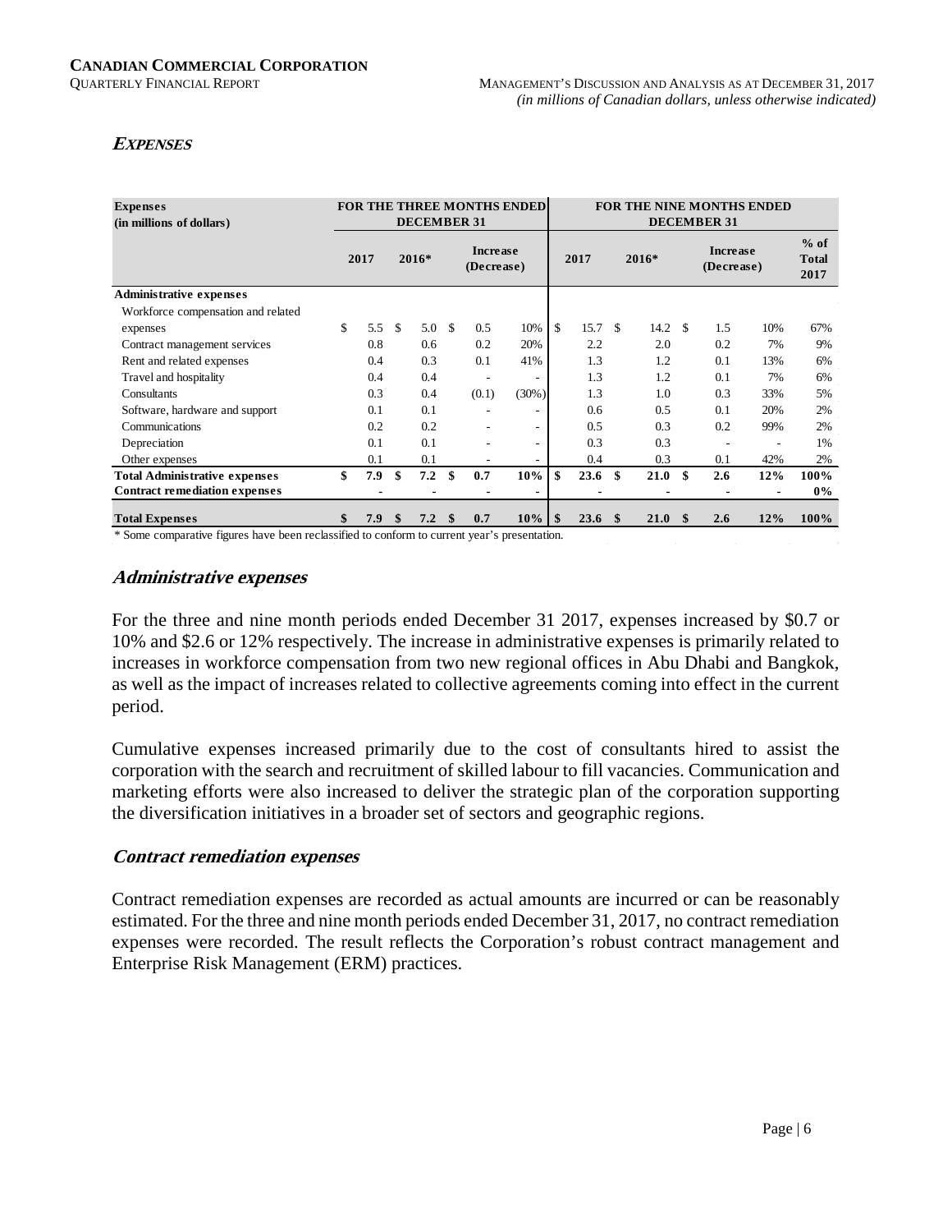## *Expenses*

| Expenses (in millions of dollars) | FOR THE THREE MONTHS ENDED DECEMBER 31 | | | | FOR THE NINE MONTHS ENDED DECEMBER 31 | | | | |
|---|---|---|---|---|---|---|---|---|---|
| | 2017 | 2016* | Increase (Decrease) | | 2017 | 2016* | Increase (Decrease) | | % of Total 2017 |
| **Administrative expenses** | | | | | | | | | |
| Workforce compensation and related expenses | $ 5.5 | $ 5.0 | $ 0.5 | 10% | $ 15.7 | $ 14.2 | $ 1.5 | 10% | 67% |
| Contract management services | 0.8 | 0.6 | 0.2 | 20% | 2.2 | 2.0 | 0.2 | 7% | 9% |
| Rent and related expenses | 0.4 | 0.3 | 0.1 | 41% | 1.3 | 1.2 | 0.1 | 13% | 6% |
| Travel and hospitality | 0.4 | 0.4 | - | - | 1.3 | 1.2 | 0.1 | 7% | 6% |
| Consultants | 0.3 | 0.4 | (0.1) | (30%) | 1.3 | 1.0 | 0.3 | 33% | 5% |
| Software, hardware and support | 0.1 | 0.1 | - | - | 0.6 | 0.5 | 0.1 | 20% | 2% |
| Communications | 0.2 | 0.2 | - | - | 0.5 | 0.3 | 0.2 | 99% | 2% |
| Depreciation | 0.1 | 0.1 | - | - | 0.3 | 0.3 | - | - | 1% |
| Other expenses | 0.1 | 0.1 | - | - | 0.4 | 0.3 | 0.1 | 42% | 2% |
| **Total Administrative expenses** | **$ 7.9** | **$ 7.2** | **$ 0.7** | **10%** | **$ 23.6** | **$ 21.0** | **$ 2.6** | **12%** | **100%** |
| **Contract remediation expenses** | **-** | **-** | **-** | **-** | **-** | **-** | **-** | **-** | **0%** |
| **Total Expenses** | **$ 7.9** | **$ 7.2** | **$ 0.7** | **10%** | **$ 23.6** | **$ 21.0** | **$ 2.6** | **12%** | **100%** |

* Some comparative figures have been reclassified to conform to current year's presentation.

### *Administrative expenses*

For the three and nine month periods ended December 31 2017, expenses increased by $0.7 or 10% and $2.6 or 12% respectively. The increase in administrative expenses is primarily related to increases in workforce compensation from two new regional offices in Abu Dhabi and Bangkok, as well as the impact of increases related to collective agreements coming into effect in the current period.

Cumulative expenses increased primarily due to the cost of consultants hired to assist the corporation with the search and recruitment of skilled labour to fill vacancies. Communication and marketing efforts were also increased to deliver the strategic plan of the corporation supporting the diversification initiatives in a broader set of sectors and geographic regions.

### *Contract remediation expenses*

Contract remediation expenses are recorded as actual amounts are incurred or can be reasonably estimated. For the three and nine month periods ended December 31, 2017, no contract remediation expenses were recorded. The result reflects the Corporation's robust contract management and Enterprise Risk Management (ERM) practices.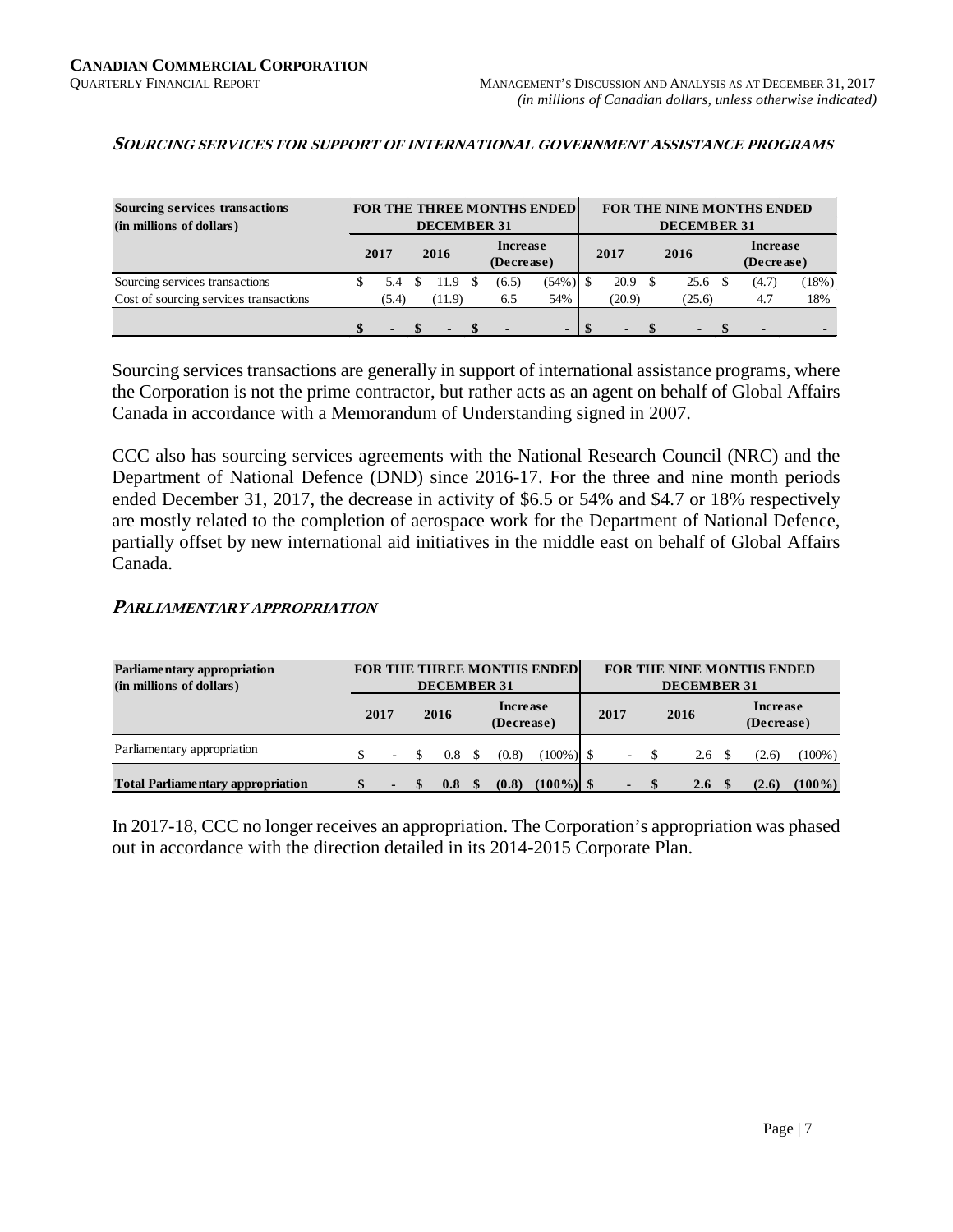### *SOURCING SERVICES FOR SUPPORT OF INTERNATIONAL GOVERNMENT ASSISTANCE PROGRAMS*

| Sourcing services transactions (in millions of dollars) | FOR THE THREE MONTHS ENDED DECEMBER 31 | | | | FOR THE NINE MONTHS ENDED DECEMBER 31 | | | |
|---|---|---|---|---|---|---|---|---|
| | 2017 | 2016 | Increase (Decrease) | | 2017 | 2016 | Increase (Decrease) | |
| Sourcing services transactions | $ 5.4 | $ 11.9 | $ (6.5) | (54%) | $ 20.9 | $ 25.6 | $ (4.7) | (18%) |
| Cost of sourcing services transactions | (5.4) | (11.9) | 6.5 | 54% | (20.9) | (25.6) | 4.7 | 18% |
| | **$ -** | **$ -** | **$ -** | **-** | **$ -** | **$ -** | **$ -** | **-** |

Sourcing services transactions are generally in support of international assistance programs, where the Corporation is not the prime contractor, but rather acts as an agent on behalf of Global Affairs Canada in accordance with a Memorandum of Understanding signed in 2007.

CCC also has sourcing services agreements with the National Research Council (NRC) and the Department of National Defence (DND) since 2016-17. For the three and nine month periods ended December 31, 2017, the decrease in activity of $6.5 or 54% and $4.7 or 18% respectively are mostly related to the completion of aerospace work for the Department of National Defence, partially offset by new international aid initiatives in the middle east on behalf of Global Affairs Canada.

### *PARLIAMENTARY APPROPRIATION*

| Parliamentary appropriation (in millions of dollars) | FOR THE THREE MONTHS ENDED DECEMBER 31 | | | | FOR THE NINE MONTHS ENDED DECEMBER 31 | | | |
|---|---|---|---|---|---|---|---|---|
| | 2017 | 2016 | Increase (Decrease) | | 2017 | 2016 | Increase (Decrease) | |
| Parliamentary appropriation | $ - | $ 0.8 | $ (0.8) | (100%) | $ - | $ 2.6 | $ (2.6) | (100%) |
| **Total Parliamentary appropriation** | **$ -** | **$ 0.8** | **$ (0.8)** | **(100%)** | **$ -** | **$ 2.6** | **$ (2.6)** | **(100%)** |

In 2017-18, CCC no longer receives an appropriation. The Corporation's appropriation was phased out in accordance with the direction detailed in its 2014-2015 Corporate Plan.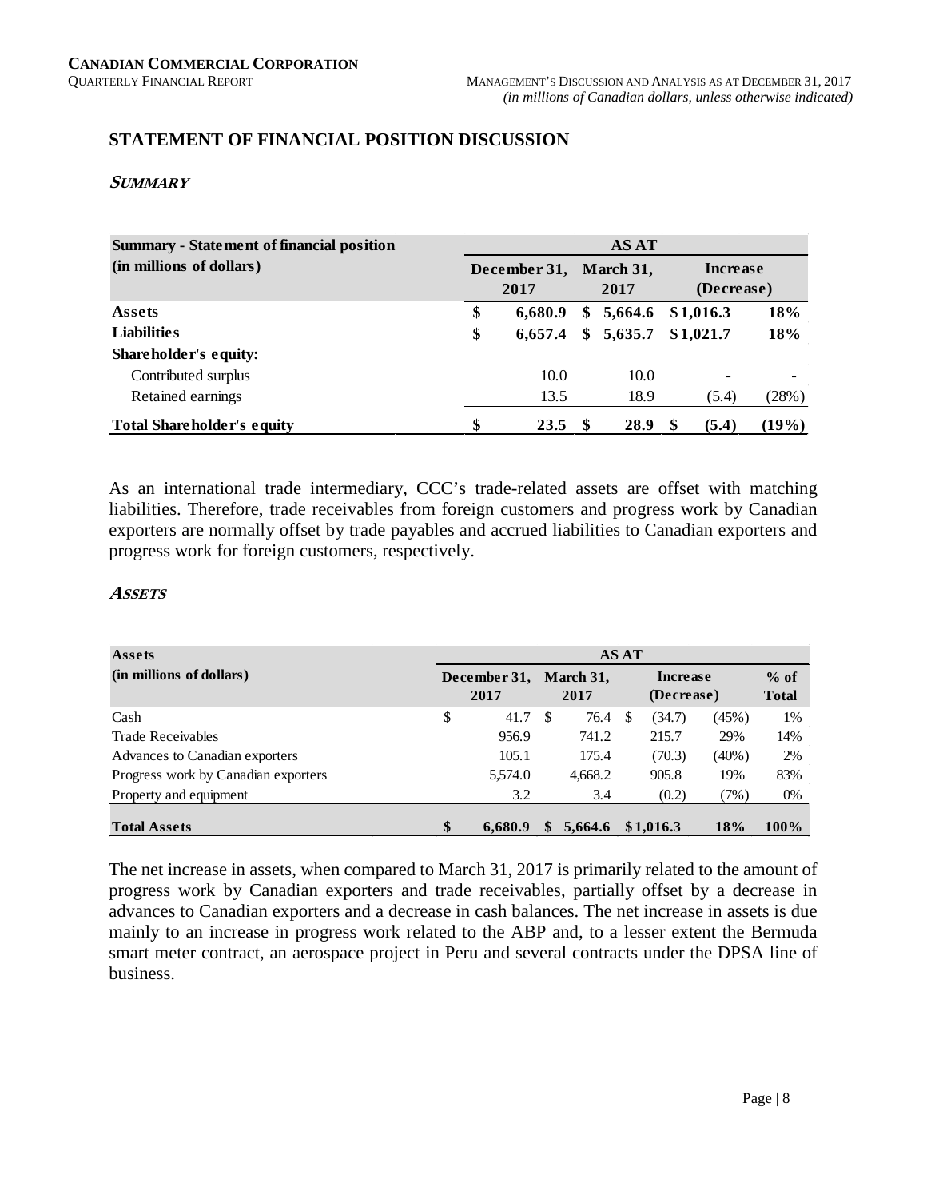## STATEMENT OF FINANCIAL POSITION DISCUSSION

### *SUMMARY*

| Summary - Statement of financial position (in millions of dollars) | AS AT | | | |
|---|---|---|---|---|
| | December 31, 2017 | March 31, 2017 | Increase (Decrease) | |
| **Assets** | **$ 6,680.9** | **$ 5,664.6** | **$1,016.3** | **18%** |
| **Liabilities** | **$ 6,657.4** | **$ 5,635.7** | **$1,021.7** | **18%** |
| **Shareholder's equity:** | | | | |
| Contributed surplus | 10.0 | 10.0 | - | - |
| Retained earnings | 13.5 | 18.9 | (5.4) | (28%) |
| **Total Shareholder's equity** | **$ 23.5** | **$ 28.9** | **$ (5.4)** | **(19%)** |

As an international trade intermediary, CCC's trade-related assets are offset with matching liabilities. Therefore, trade receivables from foreign customers and progress work by Canadian exporters are normally offset by trade payables and accrued liabilities to Canadian exporters and progress work for foreign customers, respectively.

### *ASSETS*

| Assets (in millions of dollars) | AS AT | | | | |
|---|---|---|---|---|---|
| | December 31, 2017 | March 31, 2017 | Increase (Decrease) | | % of Total |
| Cash | $ 41.7 | $ 76.4 | $ (34.7) | (45%) | 1% |
| Trade Receivables | 956.9 | 741.2 | 215.7 | 29% | 14% |
| Advances to Canadian exporters | 105.1 | 175.4 | (70.3) | (40%) | 2% |
| Progress work by Canadian exporters | 5,574.0 | 4,668.2 | 905.8 | 19% | 83% |
| Property and equipment | 3.2 | 3.4 | (0.2) | (7%) | 0% |
| **Total Assets** | **$ 6,680.9** | **$ 5,664.6** | **$1,016.3** | **18%** | **100%** |

The net increase in assets, when compared to March 31, 2017 is primarily related to the amount of progress work by Canadian exporters and trade receivables, partially offset by a decrease in advances to Canadian exporters and a decrease in cash balances. The net increase in assets is due mainly to an increase in progress work related to the ABP and, to a lesser extent the Bermuda smart meter contract, an aerospace project in Peru and several contracts under the DPSA line of business.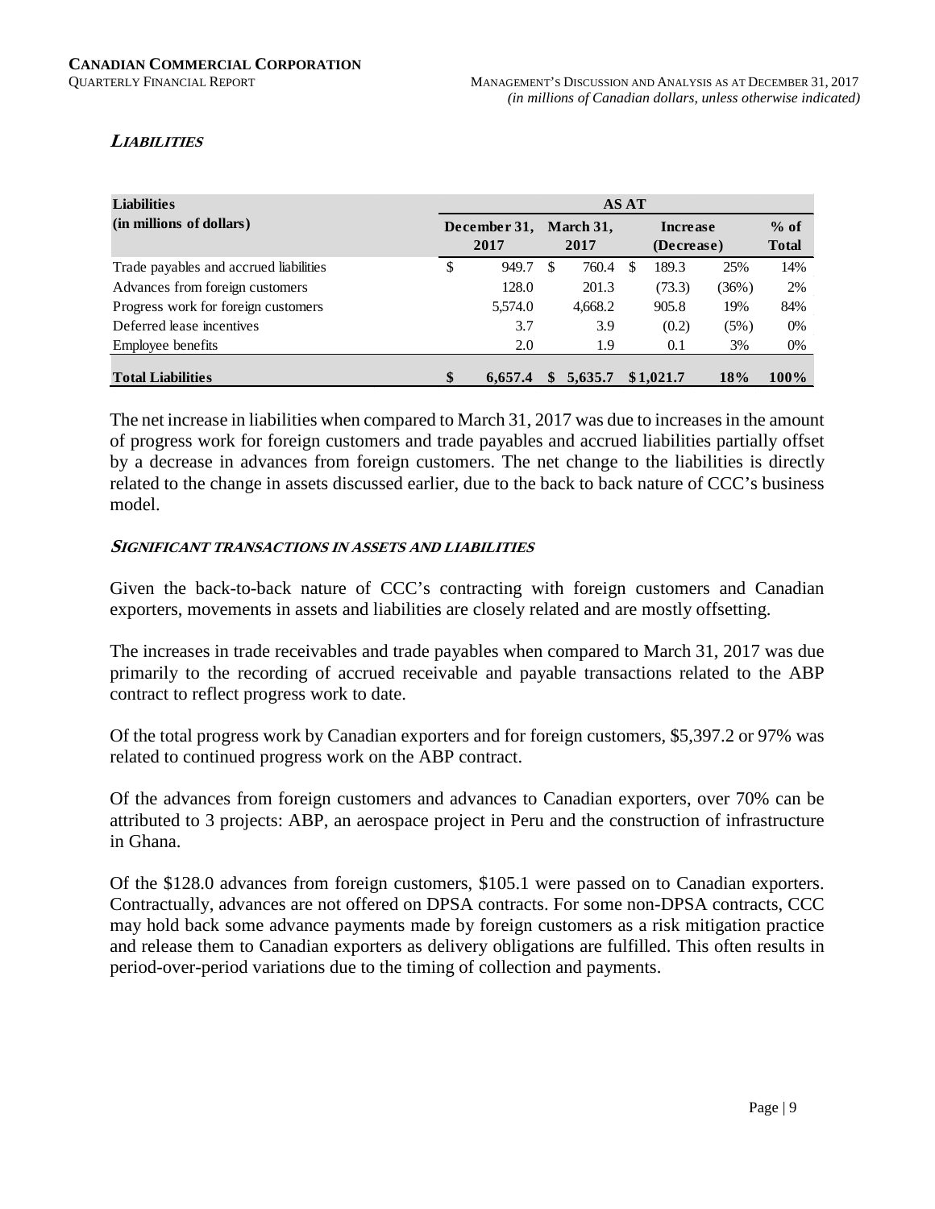### *LIABILITIES*

| Liabilities (in millions of dollars) | AS AT | | | | |
|---|---|---|---|---|---|
| | December 31, 2017 | March 31, 2017 | Increase (Decrease) | | % of Total |
| Trade payables and accrued liabilities | $ 949.7 | $ 760.4 | $ 189.3 | 25% | 14% |
| Advances from foreign customers | 128.0 | 201.3 | (73.3) | (36%) | 2% |
| Progress work for foreign customers | 5,574.0 | 4,668.2 | 905.8 | 19% | 84% |
| Deferred lease incentives | 3.7 | 3.9 | (0.2) | (5%) | 0% |
| Employee benefits | 2.0 | 1.9 | 0.1 | 3% | 0% |
| **Total Liabilities** | **$ 6,657.4** | **$ 5,635.7** | **$1,021.7** | **18%** | **100%** |

The net increase in liabilities when compared to March 31, 2017 was due to increases in the amount of progress work for foreign customers and trade payables and accrued liabilities partially offset by a decrease in advances from foreign customers. The net change to the liabilities is directly related to the change in assets discussed earlier, due to the back to back nature of CCC's business model.

#### *SIGNIFICANT TRANSACTIONS IN ASSETS AND LIABILITIES*

Given the back-to-back nature of CCC's contracting with foreign customers and Canadian exporters, movements in assets and liabilities are closely related and are mostly offsetting.

The increases in trade receivables and trade payables when compared to March 31, 2017 was due primarily to the recording of accrued receivable and payable transactions related to the ABP contract to reflect progress work to date.

Of the total progress work by Canadian exporters and for foreign customers, $5,397.2 or 97% was related to continued progress work on the ABP contract.

Of the advances from foreign customers and advances to Canadian exporters, over 70% can be attributed to 3 projects: ABP, an aerospace project in Peru and the construction of infrastructure in Ghana.

Of the $128.0 advances from foreign customers, $105.1 were passed on to Canadian exporters. Contractually, advances are not offered on DPSA contracts. For some non-DPSA contracts, CCC may hold back some advance payments made by foreign customers as a risk mitigation practice and release them to Canadian exporters as delivery obligations are fulfilled. This often results in period-over-period variations due to the timing of collection and payments.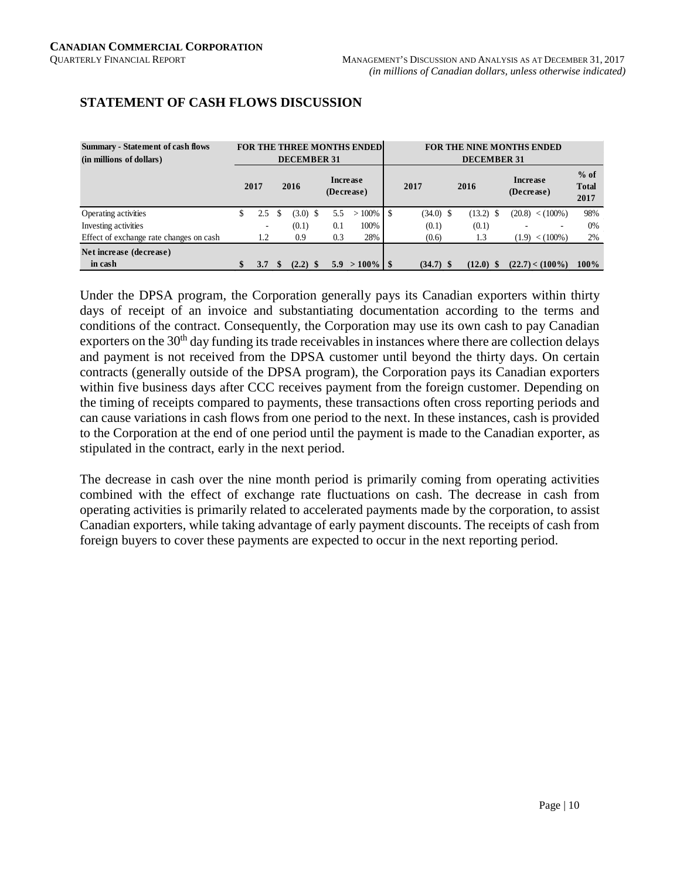## STATEMENT OF CASH FLOWS DISCUSSION

| Summary - Statement of cash flows (in millions of dollars) | FOR THE THREE MONTHS ENDED DECEMBER 31 | | | | FOR THE NINE MONTHS ENDED DECEMBER 31 | | | | |
|---|---|---|---|---|---|---|---|---|---|
| | 2017 | 2016 | Increase (Decrease) | | 2017 | 2016 | Increase (Decrease) | | % of Total 2017 |
| Operating activities | $ 2.5 | $ (3.0) | $ 5.5 | > 100% | $ (34.0) | $ (13.2) | $ (20.8) | < (100%) | 98% |
| Investing activities | - | (0.1) | 0.1 | 100% | (0.1) | (0.1) | - | - | 0% |
| Effect of exchange rate changes on cash | 1.2 | 0.9 | 0.3 | 28% | (0.6) | 1.3 | (1.9) | < (100%) | 2% |
| **Net increase (decrease) in cash** | **$ 3.7** | **$ (2.2)** | **$ 5.9** | **> 100%** | **$ (34.7)** | **$ (12.0)** | **$ (22.7)** | **< (100%)** | **100%** |

Under the DPSA program, the Corporation generally pays its Canadian exporters within thirty days of receipt of an invoice and substantiating documentation according to the terms and conditions of the contract. Consequently, the Corporation may use its own cash to pay Canadian exporters on the 30th day funding its trade receivables in instances where there are collection delays and payment is not received from the DPSA customer until beyond the thirty days. On certain contracts (generally outside of the DPSA program), the Corporation pays its Canadian exporters within five business days after CCC receives payment from the foreign customer. Depending on the timing of receipts compared to payments, these transactions often cross reporting periods and can cause variations in cash flows from one period to the next. In these instances, cash is provided to the Corporation at the end of one period until the payment is made to the Canadian exporter, as stipulated in the contract, early in the next period.

The decrease in cash over the nine month period is primarily coming from operating activities combined with the effect of exchange rate fluctuations on cash. The decrease in cash from operating activities is primarily related to accelerated payments made by the corporation, to assist Canadian exporters, while taking advantage of early payment discounts. The receipts of cash from foreign buyers to cover these payments are expected to occur in the next reporting period.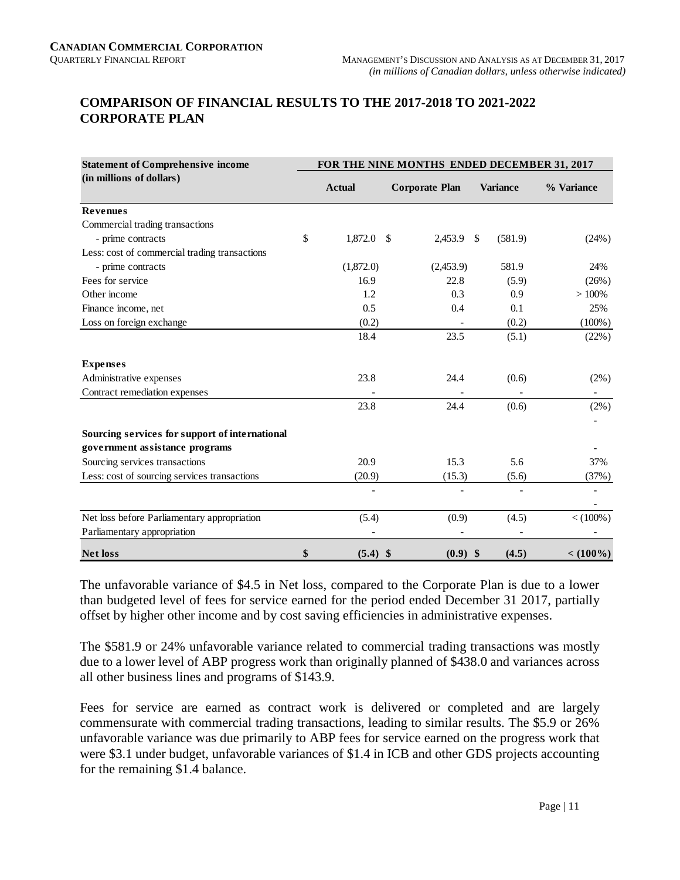## COMPARISON OF FINANCIAL RESULTS TO THE 2017-2018 TO 2021-2022 CORPORATE PLAN

| Statement of Comprehensive income (in millions of dollars) | FOR THE NINE MONTHS ENDED DECEMBER 31, 2017 | | | |
|---|---|---|---|---|
| | Actual | Corporate Plan | Variance | % Variance |
| **Revenues** | | | | |
| Commercial trading transactions | | | | |
| - prime contracts | $ 1,872.0 | $ 2,453.9 | $ (581.9) | (24%) |
| Less: cost of commercial trading transactions | | | | |
| - prime contracts | (1,872.0) | (2,453.9) | 581.9 | 24% |
| Fees for service | 16.9 | 22.8 | (5.9) | (26%) |
| Other income | 1.2 | 0.3 | 0.9 | > 100% |
| Finance income, net | 0.5 | 0.4 | 0.1 | 25% |
| Loss on foreign exchange | (0.2) | - | (0.2) | (100%) |
| | 18.4 | 23.5 | (5.1) | (22%) |
| **Expenses** | | | | |
| Administrative expenses | 23.8 | 24.4 | (0.6) | (2%) |
| Contract remediation expenses | - | - | - | - |
| | 23.8 | 24.4 | (0.6) | (2%) |
| | | | | - |
| **Sourcing services for support of international government assistance programs** | | | | - |
| Sourcing services transactions | 20.9 | 15.3 | 5.6 | 37% |
| Less: cost of sourcing services transactions | (20.9) | (15.3) | (5.6) | (37%) |
| | - | - | - | - |
| | | | | - |
| Net loss before Parliamentary appropriation | (5.4) | (0.9) | (4.5) | < (100%) |
| Parliamentary appropriation | - | - | - | - |
| **Net loss** | **$ (5.4)** | **$ (0.9)** | **$ (4.5)** | **< (100%)** |

The unfavorable variance of $4.5 in Net loss, compared to the Corporate Plan is due to a lower than budgeted level of fees for service earned for the period ended December 31 2017, partially offset by higher other income and by cost saving efficiencies in administrative expenses.

The $581.9 or 24% unfavorable variance related to commercial trading transactions was mostly due to a lower level of ABP progress work than originally planned of $438.0 and variances across all other business lines and programs of $143.9.

Fees for service are earned as contract work is delivered or completed and are largely commensurate with commercial trading transactions, leading to similar results. The $5.9 or 26% unfavorable variance was due primarily to ABP fees for service earned on the progress work that were $3.1 under budget, unfavorable variances of $1.4 in ICB and other GDS projects accounting for the remaining $1.4 balance.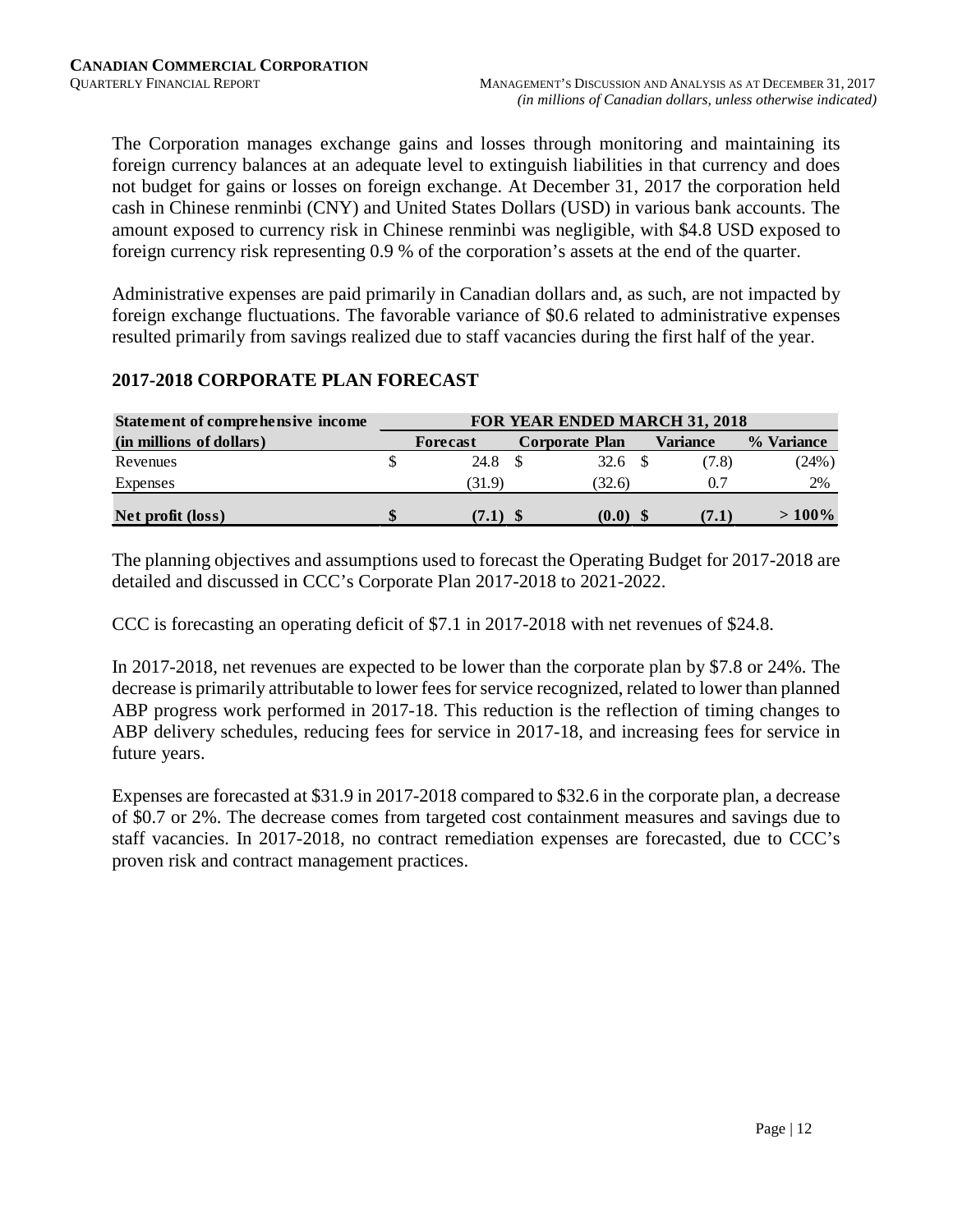The Corporation manages exchange gains and losses through monitoring and maintaining its foreign currency balances at an adequate level to extinguish liabilities in that currency and does not budget for gains or losses on foreign exchange. At December 31, 2017 the corporation held cash in Chinese renminbi (CNY) and United States Dollars (USD) in various bank accounts. The amount exposed to currency risk in Chinese renminbi was negligible, with $4.8 USD exposed to foreign currency risk representing 0.9 % of the corporation's assets at the end of the quarter.

Administrative expenses are paid primarily in Canadian dollars and, as such, are not impacted by foreign exchange fluctuations. The favorable variance of $0.6 related to administrative expenses resulted primarily from savings realized due to staff vacancies during the first half of the year.

## 2017-2018 CORPORATE PLAN FORECAST

| **Statement of comprehensive income** | **FOR YEAR ENDED MARCH 31, 2018** | | | |
|---|---|---|---|---|
| **(in millions of dollars)** | **Forecast** | **Corporate Plan** | **Variance** | **% Variance** |
| Revenues | $ 24.8 | $ 32.6 | $ (7.8) | (24%) |
| Expenses | (31.9) | (32.6) | 0.7 | 2% |
| **Net profit (loss)** | **$ (7.1)** | **$ (0.0)** | **$ (7.1)** | **> 100%** |

The planning objectives and assumptions used to forecast the Operating Budget for 2017-2018 are detailed and discussed in CCC's Corporate Plan 2017-2018 to 2021-2022.

CCC is forecasting an operating deficit of $7.1 in 2017-2018 with net revenues of $24.8.

In 2017-2018, net revenues are expected to be lower than the corporate plan by $7.8 or 24%. The decrease is primarily attributable to lower fees for service recognized, related to lower than planned ABP progress work performed in 2017-18. This reduction is the reflection of timing changes to ABP delivery schedules, reducing fees for service in 2017-18, and increasing fees for service in future years.

Expenses are forecasted at $31.9 in 2017-2018 compared to $32.6 in the corporate plan, a decrease of $0.7 or 2%. The decrease comes from targeted cost containment measures and savings due to staff vacancies. In 2017-2018, no contract remediation expenses are forecasted, due to CCC's proven risk and contract management practices.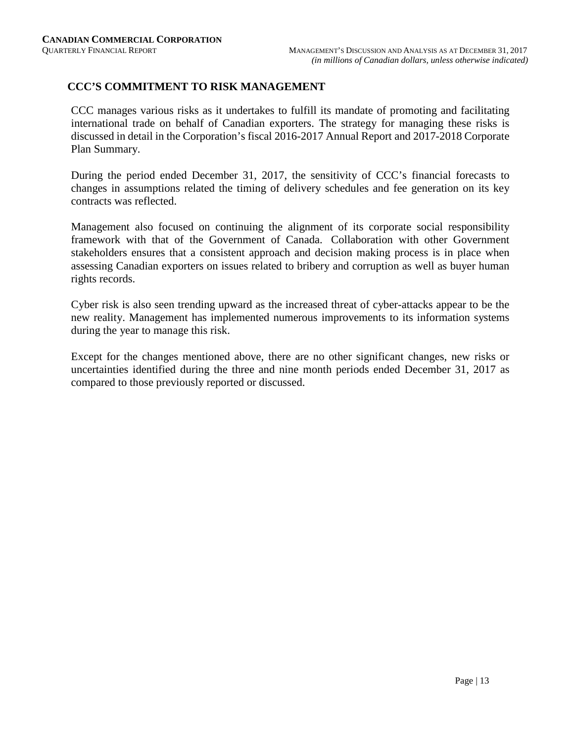## CCC'S COMMITMENT TO RISK MANAGEMENT

CCC manages various risks as it undertakes to fulfill its mandate of promoting and facilitating international trade on behalf of Canadian exporters. The strategy for managing these risks is discussed in detail in the Corporation's fiscal 2016-2017 Annual Report and 2017-2018 Corporate Plan Summary.

During the period ended December 31, 2017, the sensitivity of CCC's financial forecasts to changes in assumptions related the timing of delivery schedules and fee generation on its key contracts was reflected.

Management also focused on continuing the alignment of its corporate social responsibility framework with that of the Government of Canada. Collaboration with other Government stakeholders ensures that a consistent approach and decision making process is in place when assessing Canadian exporters on issues related to bribery and corruption as well as buyer human rights records.

Cyber risk is also seen trending upward as the increased threat of cyber-attacks appear to be the new reality. Management has implemented numerous improvements to its information systems during the year to manage this risk.

Except for the changes mentioned above, there are no other significant changes, new risks or uncertainties identified during the three and nine month periods ended December 31, 2017 as compared to those previously reported or discussed.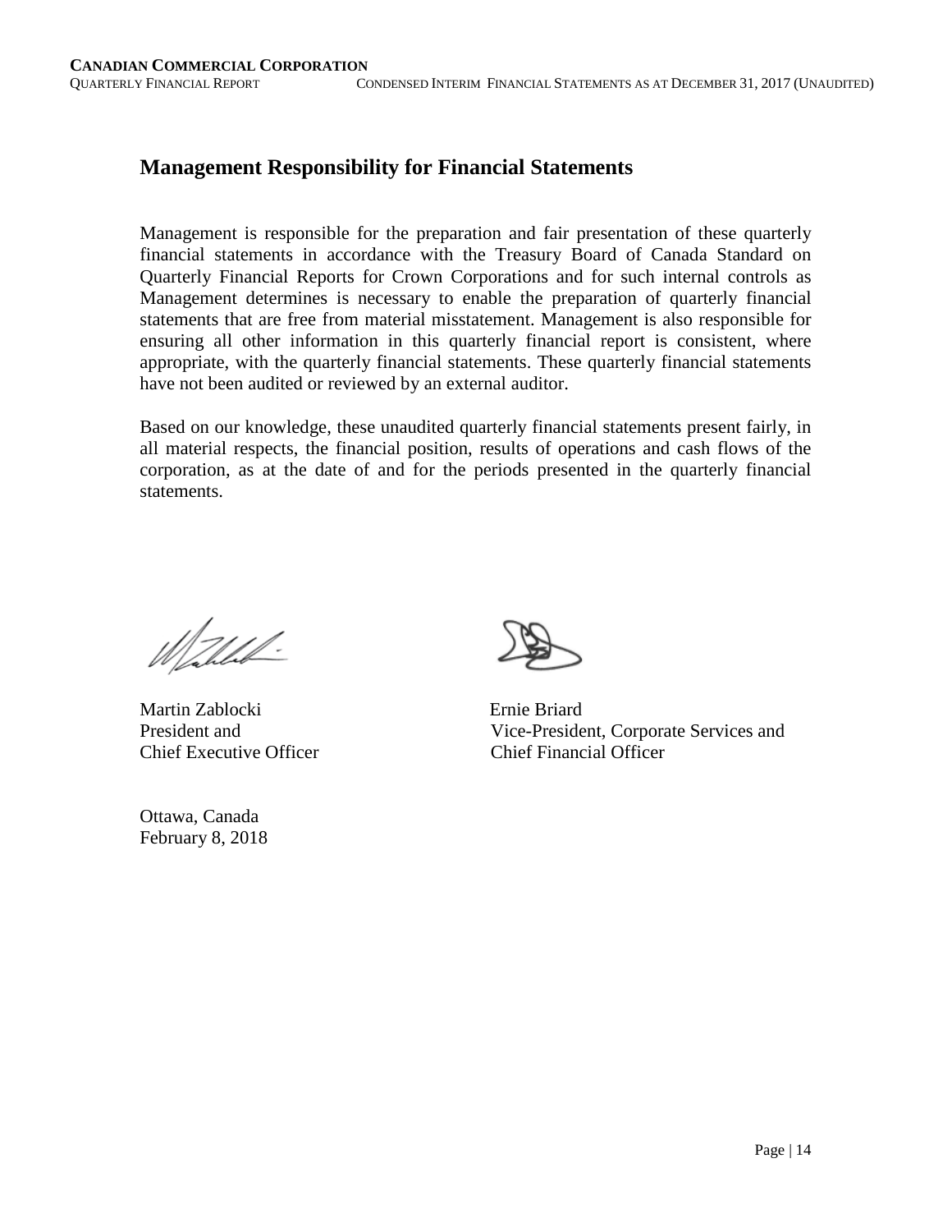## Management Responsibility for Financial Statements

Management is responsible for the preparation and fair presentation of these quarterly financial statements in accordance with the Treasury Board of Canada Standard on Quarterly Financial Reports for Crown Corporations and for such internal controls as Management determines is necessary to enable the preparation of quarterly financial statements that are free from material misstatement. Management is also responsible for ensuring all other information in this quarterly financial report is consistent, where appropriate, with the quarterly financial statements. These quarterly financial statements have not been audited or reviewed by an external auditor.

Based on our knowledge, these unaudited quarterly financial statements present fairly, in all material respects, the financial position, results of operations and cash flows of the corporation, as at the date of and for the periods presented in the quarterly financial statements.

Martin Zablocki
President and
Chief Executive Officer

Ernie Briard
Vice-President, Corporate Services and
Chief Financial Officer

Ottawa, Canada
February 8, 2018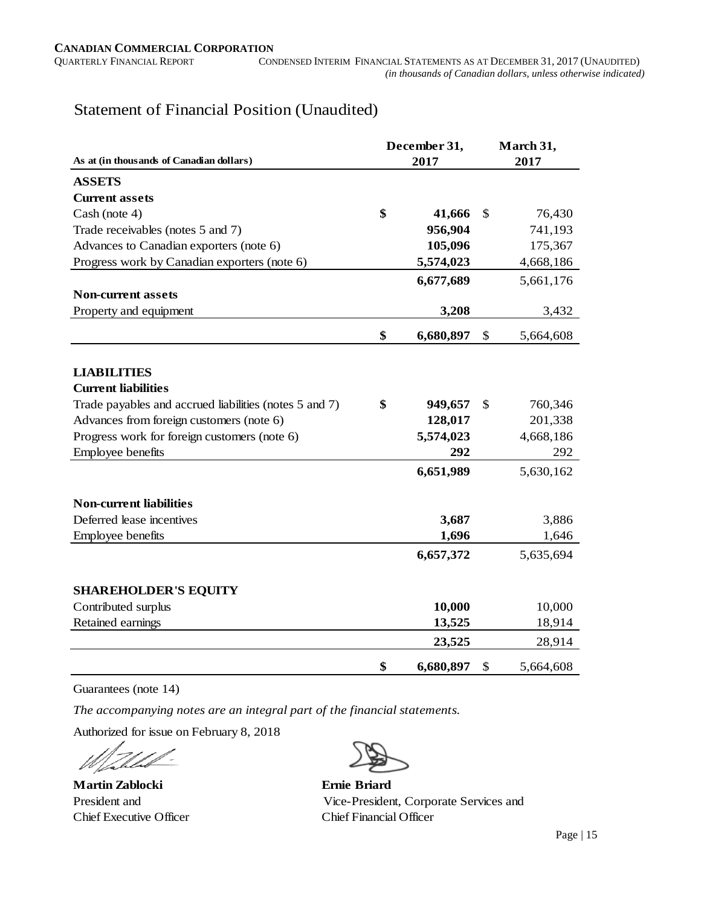# Statement of Financial Position (Unaudited)

| As at (in thousands of Canadian dollars) | December 31, 2017 | March 31, 2017 |
|---|---|---|
| **ASSETS** | | |
| **Current assets** | | |
| Cash (note 4) | **$ 41,666** | $ 76,430 |
| Trade receivables (notes 5 and 7) | **956,904** | 741,193 |
| Advances to Canadian exporters (note 6) | **105,096** | 175,367 |
| Progress work by Canadian exporters (note 6) | **5,574,023** | 4,668,186 |
| | **6,677,689** | 5,661,176 |
| **Non-current assets** | | |
| Property and equipment | **3,208** | 3,432 |
| | **$ 6,680,897** | $ 5,664,608 |
| **LIABILITIES** | | |
| **Current liabilities** | | |
| Trade payables and accrued liabilities (notes 5 and 7) | **$ 949,657** | $ 760,346 |
| Advances from foreign customers (note 6) | **128,017** | 201,338 |
| Progress work for foreign customers (note 6) | **5,574,023** | 4,668,186 |
| Employee benefits | **292** | 292 |
| | **6,651,989** | 5,630,162 |
| **Non-current liabilities** | | |
| Deferred lease incentives | **3,687** | 3,886 |
| Employee benefits | **1,696** | 1,646 |
| | **6,657,372** | 5,635,694 |
| **SHAREHOLDER'S EQUITY** | | |
| Contributed surplus | **10,000** | 10,000 |
| Retained earnings | **13,525** | 18,914 |
| | **23,525** | 28,914 |
| | **$ 6,680,897** | $ 5,664,608 |

Guarantees (note 14)

*The accompanying notes are an integral part of the financial statements.*

Authorized for issue on February 8, 2018

**Martin Zablocki**
President and
Chief Executive Officer

**Ernie Briard**
Vice-President, Corporate Services and
Chief Financial Officer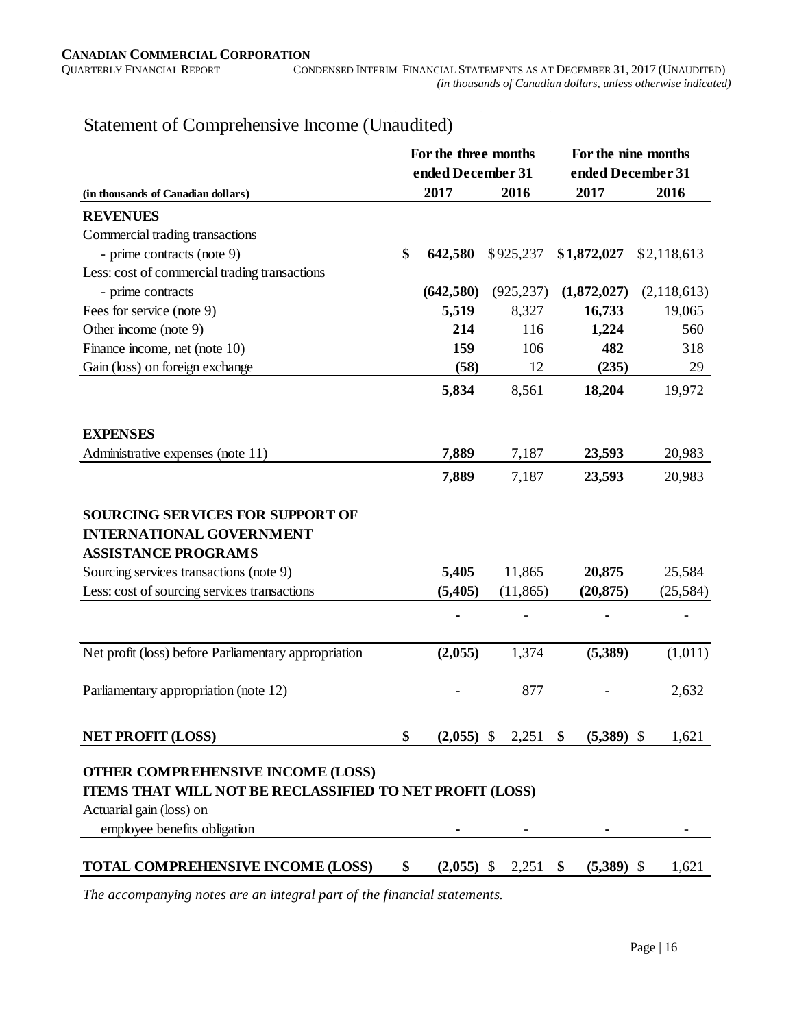**CANADIAN COMMERCIAL CORPORATION**
QUARTERLY FINANCIAL REPORT — CONDENSED INTERIM FINANCIAL STATEMENTS AS AT DECEMBER 31, 2017 (UNAUDITED)
*(in thousands of Canadian dollars, unless otherwise indicated)*

# Statement of Comprehensive Income (Unaudited)

| (in thousands of Canadian dollars) | For the three months ended December 31 | | For the nine months ended December 31 | |
|---|---|---|---|---|
| | **2017** | 2016 | **2017** | 2016 |
| **REVENUES** | | | | |
| Commercial trading transactions | | | | |
| - prime contracts (note 9) | **$ 642,580** | $925,237 | **$1,872,027** | $2,118,613 |
| Less: cost of commercial trading transactions | | | | |
| - prime contracts | **(642,580)** | (925,237) | **(1,872,027)** | (2,118,613) |
| Fees for service (note 9) | **5,519** | 8,327 | **16,733** | 19,065 |
| Other income (note 9) | **214** | 116 | **1,224** | 560 |
| Finance income, net (note 10) | **159** | 106 | **482** | 318 |
| Gain (loss) on foreign exchange | **(58)** | 12 | **(235)** | 29 |
| | **5,834** | 8,561 | **18,204** | 19,972 |
| **EXPENSES** | | | | |
| Administrative expenses (note 11) | **7,889** | 7,187 | **23,593** | 20,983 |
| | **7,889** | 7,187 | **23,593** | 20,983 |
| **SOURCING SERVICES FOR SUPPORT OF INTERNATIONAL GOVERNMENT ASSISTANCE PROGRAMS** | | | | |
| Sourcing services transactions (note 9) | **5,405** | 11,865 | **20,875** | 25,584 |
| Less: cost of sourcing services transactions | **(5,405)** | (11,865) | **(20,875)** | (25,584) |
| | **-** | - | **-** | - |
| Net profit (loss) before Parliamentary appropriation | **(2,055)** | 1,374 | **(5,389)** | (1,011) |
| Parliamentary appropriation (note 12) | **-** | 877 | **-** | 2,632 |
| **NET PROFIT (LOSS)** | **$ (2,055)** | $ 2,251 | **$ (5,389)** | $ 1,621 |
| **OTHER COMPREHENSIVE INCOME (LOSS)** | | | | |
| **ITEMS THAT WILL NOT BE RECLASSIFIED TO NET PROFIT (LOSS)** | | | | |
| Actuarial gain (loss) on employee benefits obligation | **-** | - | **-** | - |
| **TOTAL COMPREHENSIVE INCOME (LOSS)** | **$ (2,055)** | $ 2,251 | **$ (5,389)** | $ 1,621 |

*The accompanying notes are an integral part of the financial statements.*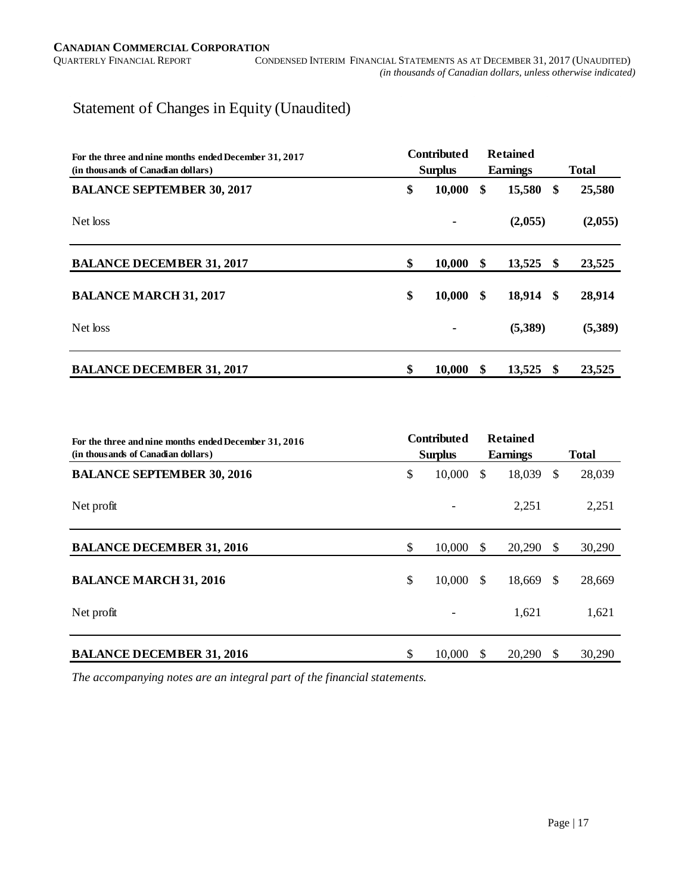# Statement of Changes in Equity (Unaudited)

| For the three and nine months ended December 31, 2017 (in thousands of Canadian dollars) | Contributed Surplus | Retained Earnings | Total |
|---|---|---|---|
| **BALANCE SEPTEMBER 30, 2017** | **$ 10,000** | **$ 15,580** | **$ 25,580** |
| Net loss | **-** | **(2,055)** | **(2,055)** |
| **BALANCE DECEMBER 31, 2017** | **$ 10,000** | **$ 13,525** | **$ 23,525** |
| **BALANCE MARCH 31, 2017** | **$ 10,000** | **$ 18,914** | **$ 28,914** |
| Net loss | **-** | **(5,389)** | **(5,389)** |
| **BALANCE DECEMBER 31, 2017** | **$ 10,000** | **$ 13,525** | **$ 23,525** |

| For the three and nine months ended December 31, 2016 (in thousands of Canadian dollars) | Contributed Surplus | Retained Earnings | Total |
|---|---|---|---|
| **BALANCE SEPTEMBER 30, 2016** | $ 10,000 | $ 18,039 | $ 28,039 |
| Net profit | - | 2,251 | 2,251 |
| **BALANCE DECEMBER 31, 2016** | $ 10,000 | $ 20,290 | $ 30,290 |
| **BALANCE MARCH 31, 2016** | $ 10,000 | $ 18,669 | $ 28,669 |
| Net profit | - | 1,621 | 1,621 |
| **BALANCE DECEMBER 31, 2016** | $ 10,000 | $ 20,290 | $ 30,290 |

*The accompanying notes are an integral part of the financial statements.*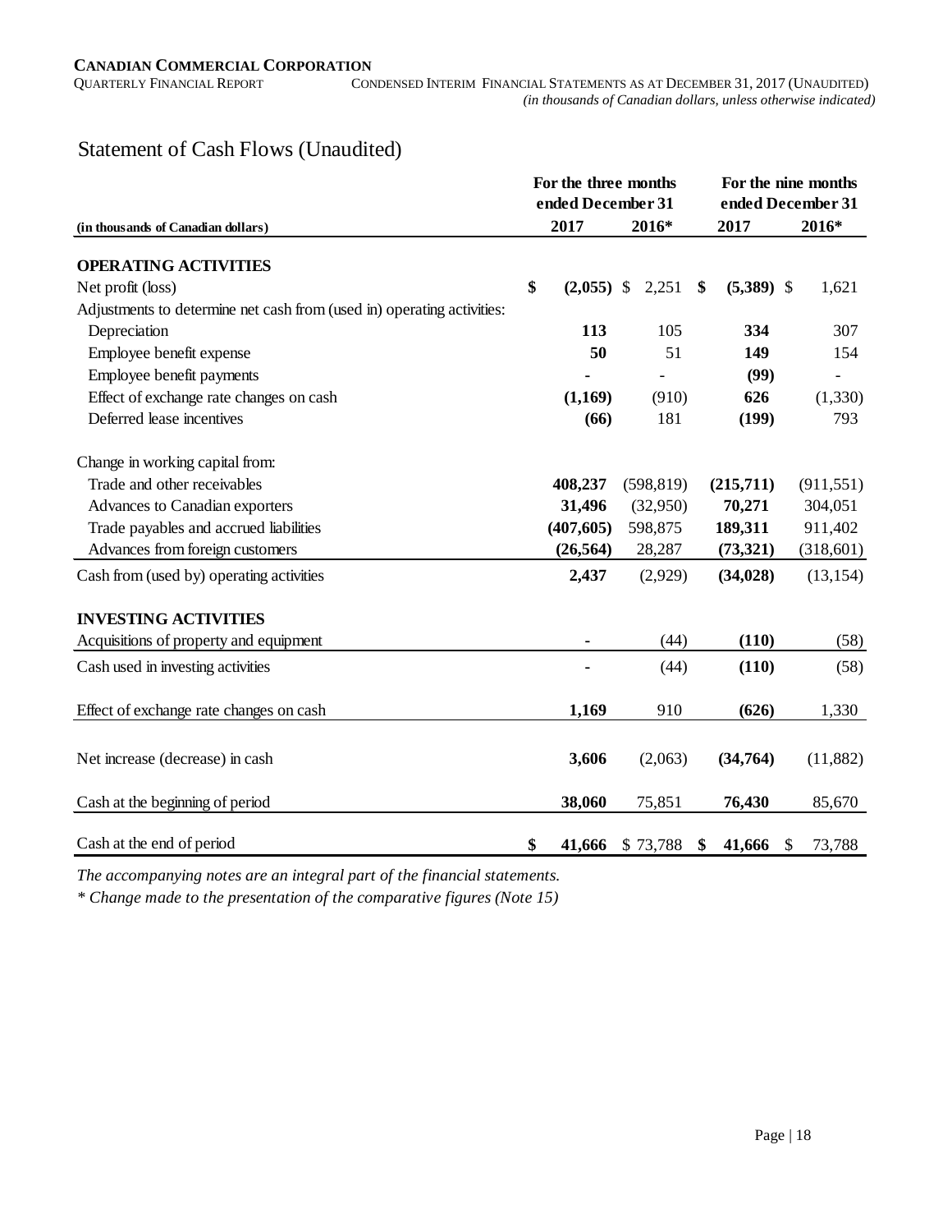## Statement of Cash Flows (Unaudited)

| (in thousands of Canadian dollars) | For the three months ended December 31 | | For the nine months ended December 31 | |
|---|---|---|---|---|
| | **2017** | **2016*** | **2017** | **2016*** |
| **OPERATING ACTIVITIES** | | | | |
| Net profit (loss) | **$ (2,055)** | $ 2,251 | **$ (5,389)** | $ 1,621 |
| Adjustments to determine net cash from (used in) operating activities: | | | | |
| Depreciation | **113** | 105 | **334** | 307 |
| Employee benefit expense | **50** | 51 | **149** | 154 |
| Employee benefit payments | **-** | - | **(99)** | - |
| Effect of exchange rate changes on cash | **(1,169)** | (910) | **626** | (1,330) |
| Deferred lease incentives | **(66)** | 181 | **(199)** | 793 |
| Change in working capital from: | | | | |
| Trade and other receivables | **408,237** | (598,819) | **(215,711)** | (911,551) |
| Advances to Canadian exporters | **31,496** | (32,950) | **70,271** | 304,051 |
| Trade payables and accrued liabilities | **(407,605)** | 598,875 | **189,311** | 911,402 |
| Advances from foreign customers | **(26,564)** | 28,287 | **(73,321)** | (318,601) |
| Cash from (used by) operating activities | **2,437** | (2,929) | **(34,028)** | (13,154) |
| **INVESTING ACTIVITIES** | | | | |
| Acquisitions of property and equipment | **-** | (44) | **(110)** | (58) |
| Cash used in investing activities | - | (44) | **(110)** | (58) |
| Effect of exchange rate changes on cash | **1,169** | 910 | **(626)** | 1,330 |
| Net increase (decrease) in cash | **3,606** | (2,063) | **(34,764)** | (11,882) |
| Cash at the beginning of period | **38,060** | 75,851 | **76,430** | 85,670 |
| Cash at the end of period | **$ 41,666** | $ 73,788 | **$ 41,666** | $ 73,788 |

*The accompanying notes are an integral part of the financial statements.*

*\* Change made to the presentation of the comparative figures (Note 15)*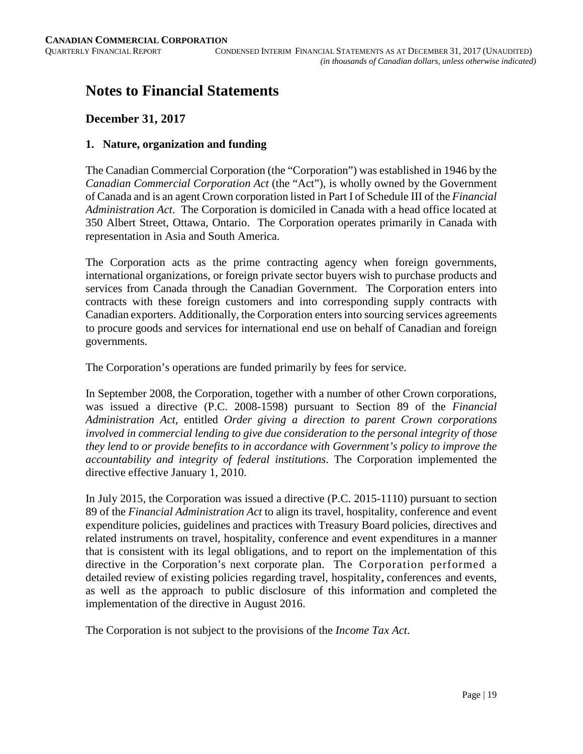# Notes to Financial Statements

## December 31, 2017

### 1. Nature, organization and funding

The Canadian Commercial Corporation (the "Corporation") was established in 1946 by the *Canadian Commercial Corporation Act* (the "Act"), is wholly owned by the Government of Canada and is an agent Crown corporation listed in Part I of Schedule III of the *Financial Administration Act*. The Corporation is domiciled in Canada with a head office located at 350 Albert Street, Ottawa, Ontario. The Corporation operates primarily in Canada with representation in Asia and South America.

The Corporation acts as the prime contracting agency when foreign governments, international organizations, or foreign private sector buyers wish to purchase products and services from Canada through the Canadian Government. The Corporation enters into contracts with these foreign customers and into corresponding supply contracts with Canadian exporters. Additionally, the Corporation enters into sourcing services agreements to procure goods and services for international end use on behalf of Canadian and foreign governments.

The Corporation's operations are funded primarily by fees for service.

In September 2008, the Corporation, together with a number of other Crown corporations, was issued a directive (P.C. 2008-1598) pursuant to Section 89 of the *Financial Administration Act*, entitled *Order giving a direction to parent Crown corporations involved in commercial lending to give due consideration to the personal integrity of those they lend to or provide benefits to in accordance with Government's policy to improve the accountability and integrity of federal institutions*. The Corporation implemented the directive effective January 1, 2010.

In July 2015, the Corporation was issued a directive (P.C. 2015-1110) pursuant to section 89 of the *Financial Administration Act* to align its travel, hospitality, conference and event expenditure policies, guidelines and practices with Treasury Board policies, directives and related instruments on travel, hospitality, conference and event expenditures in a manner that is consistent with its legal obligations, and to report on the implementation of this directive in the Corporation's next corporate plan. The Corporation performed a detailed review of existing policies regarding travel, hospitality, conferences and events, as well as the approach to public disclosure of this information and completed the implementation of the directive in August 2016.

The Corporation is not subject to the provisions of the *Income Tax Act*.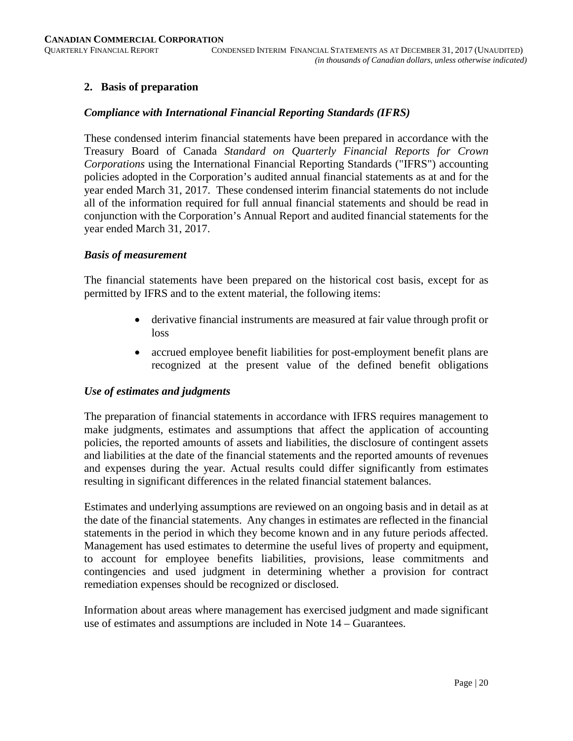## 2. Basis of preparation

### *Compliance with International Financial Reporting Standards (IFRS)*

These condensed interim financial statements have been prepared in accordance with the Treasury Board of Canada *Standard on Quarterly Financial Reports for Crown Corporations* using the International Financial Reporting Standards ("IFRS") accounting policies adopted in the Corporation's audited annual financial statements as at and for the year ended March 31, 2017. These condensed interim financial statements do not include all of the information required for full annual financial statements and should be read in conjunction with the Corporation's Annual Report and audited financial statements for the year ended March 31, 2017.

### *Basis of measurement*

The financial statements have been prepared on the historical cost basis, except for as permitted by IFRS and to the extent material, the following items:

- derivative financial instruments are measured at fair value through profit or loss
- accrued employee benefit liabilities for post-employment benefit plans are recognized at the present value of the defined benefit obligations

### *Use of estimates and judgments*

The preparation of financial statements in accordance with IFRS requires management to make judgments, estimates and assumptions that affect the application of accounting policies, the reported amounts of assets and liabilities, the disclosure of contingent assets and liabilities at the date of the financial statements and the reported amounts of revenues and expenses during the year. Actual results could differ significantly from estimates resulting in significant differences in the related financial statement balances.

Estimates and underlying assumptions are reviewed on an ongoing basis and in detail as at the date of the financial statements. Any changes in estimates are reflected in the financial statements in the period in which they become known and in any future periods affected. Management has used estimates to determine the useful lives of property and equipment, to account for employee benefits liabilities, provisions, lease commitments and contingencies and used judgment in determining whether a provision for contract remediation expenses should be recognized or disclosed.

Information about areas where management has exercised judgment and made significant use of estimates and assumptions are included in Note 14 – Guarantees.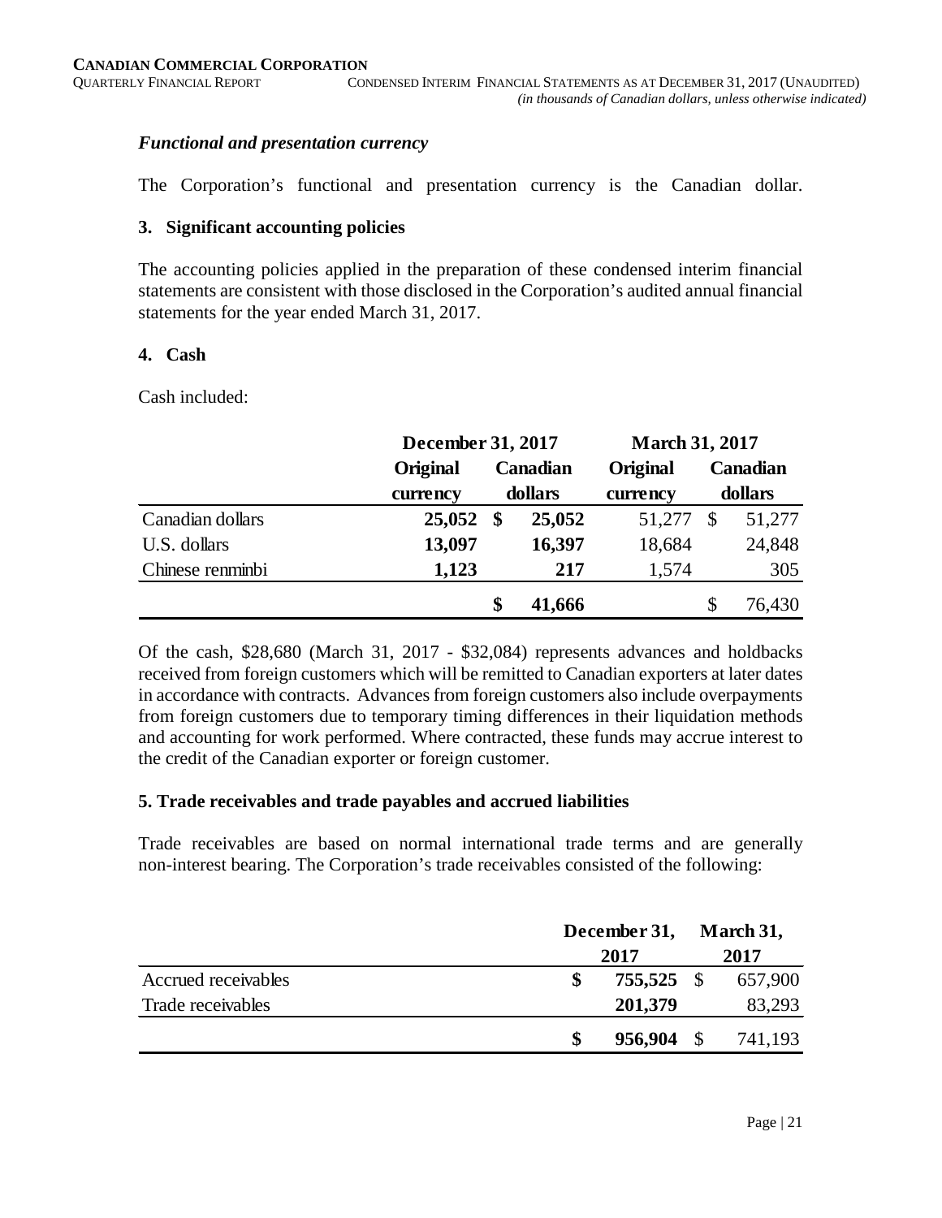### *Functional and presentation currency*

The Corporation's functional and presentation currency is the Canadian dollar.

### 3. Significant accounting policies

The accounting policies applied in the preparation of these condensed interim financial statements are consistent with those disclosed in the Corporation's audited annual financial statements for the year ended March 31, 2017.

### 4. Cash

Cash included:

| | December 31, 2017 | | March 31, 2017 | |
|---|---|---|---|---|
| | **Original currency** | **Canadian dollars** | **Original currency** | **Canadian dollars** |
| Canadian dollars | **25,052** | **$ 25,052** | 51,277 | $ 51,277 |
| U.S. dollars | **13,097** | **16,397** | 18,684 | 24,848 |
| Chinese renminbi | **1,123** | **217** | 1,574 | 305 |
| | | **$ 41,666** | | $ 76,430 |

Of the cash, $28,680 (March 31, 2017 - $32,084) represents advances and holdbacks received from foreign customers which will be remitted to Canadian exporters at later dates in accordance with contracts. Advances from foreign customers also include overpayments from foreign customers due to temporary timing differences in their liquidation methods and accounting for work performed. Where contracted, these funds may accrue interest to the credit of the Canadian exporter or foreign customer.

### 5. Trade receivables and trade payables and accrued liabilities

Trade receivables are based on normal international trade terms and are generally non-interest bearing. The Corporation's trade receivables consisted of the following:

| | December 31, 2017 | March 31, 2017 |
|---|---|---|
| Accrued receivables | **$ 755,525** | $ 657,900 |
| Trade receivables | **201,379** | 83,293 |
| | **$ 956,904** | $ 741,193 |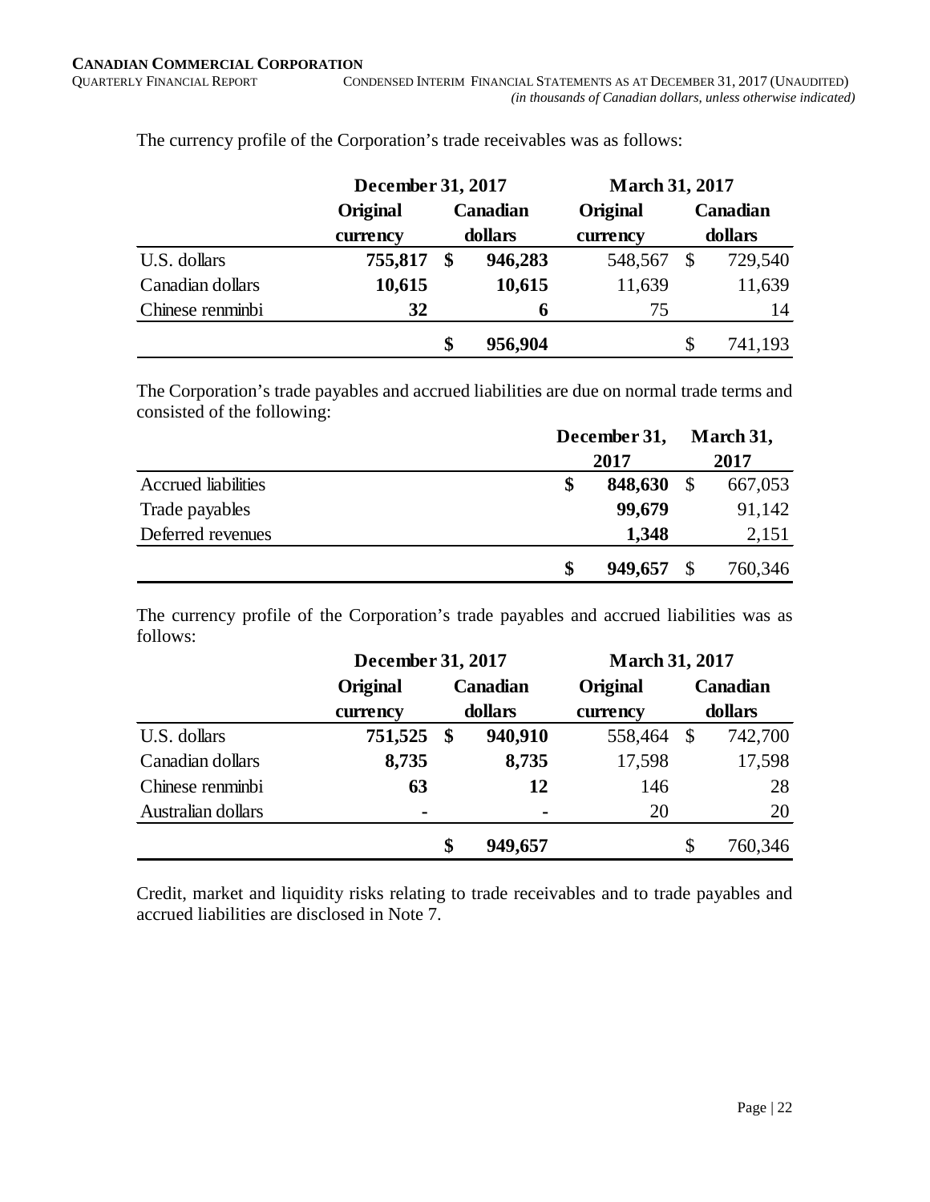The currency profile of the Corporation's trade receivables was as follows:

| | December 31, 2017 | | March 31, 2017 | |
|---|---|---|---|---|
| | **Original currency** | **Canadian dollars** | **Original currency** | **Canadian dollars** |
| U.S. dollars | **755,817** | **$ 946,283** | 548,567 | $ 729,540 |
| Canadian dollars | **10,615** | **10,615** | 11,639 | 11,639 |
| Chinese renminbi | **32** | **6** | 75 | 14 |
| | | **$ 956,904** | | $ 741,193 |

The Corporation's trade payables and accrued liabilities are due on normal trade terms and consisted of the following:

| | December 31, 2017 | March 31, 2017 |
|---|---|---|
| Accrued liabilities | **$ 848,630** | $ 667,053 |
| Trade payables | **99,679** | 91,142 |
| Deferred revenues | **1,348** | 2,151 |
| | **$ 949,657** | $ 760,346 |

The currency profile of the Corporation's trade payables and accrued liabilities was as follows:

| | December 31, 2017 | | March 31, 2017 | |
|---|---|---|---|---|
| | **Original currency** | **Canadian dollars** | **Original currency** | **Canadian dollars** |
| U.S. dollars | **751,525** | **$ 940,910** | 558,464 | $ 742,700 |
| Canadian dollars | **8,735** | **8,735** | 17,598 | 17,598 |
| Chinese renminbi | **63** | **12** | 146 | 28 |
| Australian dollars | **-** | **-** | 20 | 20 |
| | | **$ 949,657** | | $ 760,346 |

Credit, market and liquidity risks relating to trade receivables and to trade payables and accrued liabilities are disclosed in Note 7.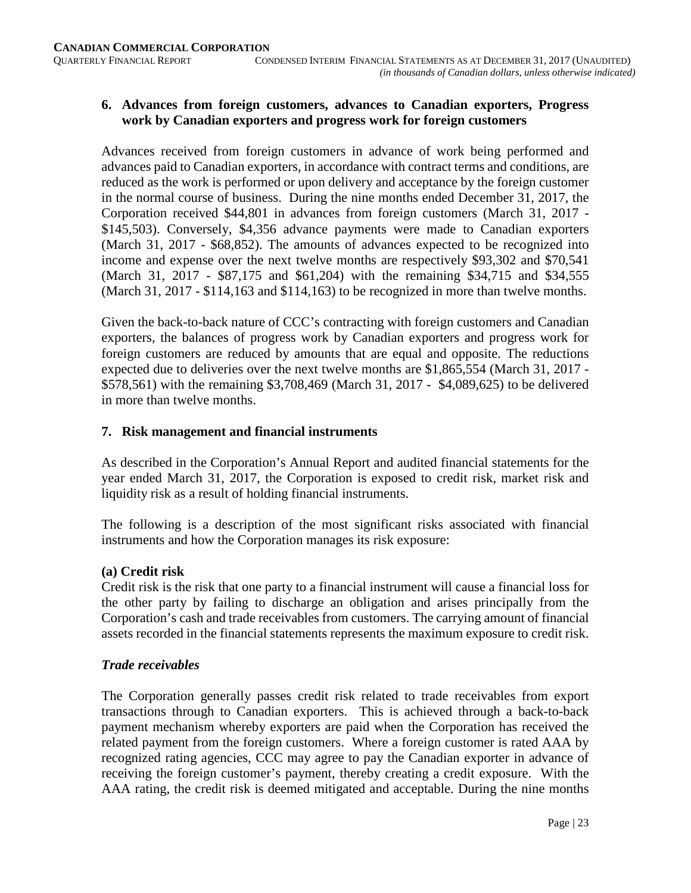## 6. Advances from foreign customers, advances to Canadian exporters, Progress work by Canadian exporters and progress work for foreign customers

Advances received from foreign customers in advance of work being performed and advances paid to Canadian exporters, in accordance with contract terms and conditions, are reduced as the work is performed or upon delivery and acceptance by the foreign customer in the normal course of business. During the nine months ended December 31, 2017, the Corporation received $44,801 in advances from foreign customers (March 31, 2017 - $145,503). Conversely, $4,356 advance payments were made to Canadian exporters (March 31, 2017 - $68,852). The amounts of advances expected to be recognized into income and expense over the next twelve months are respectively $93,302 and $70,541 (March 31, 2017 - $87,175 and $61,204) with the remaining $34,715 and $34,555 (March 31, 2017 - $114,163 and $114,163) to be recognized in more than twelve months.

Given the back-to-back nature of CCC's contracting with foreign customers and Canadian exporters, the balances of progress work by Canadian exporters and progress work for foreign customers are reduced by amounts that are equal and opposite. The reductions expected due to deliveries over the next twelve months are $1,865,554 (March 31, 2017 - $578,561) with the remaining $3,708,469 (March 31, 2017 - $4,089,625) to be delivered in more than twelve months.

## 7. Risk management and financial instruments

As described in the Corporation's Annual Report and audited financial statements for the year ended March 31, 2017, the Corporation is exposed to credit risk, market risk and liquidity risk as a result of holding financial instruments.

The following is a description of the most significant risks associated with financial instruments and how the Corporation manages its risk exposure:

### (a) Credit risk

Credit risk is the risk that one party to a financial instrument will cause a financial loss for the other party by failing to discharge an obligation and arises principally from the Corporation's cash and trade receivables from customers. The carrying amount of financial assets recorded in the financial statements represents the maximum exposure to credit risk.

### *Trade receivables*

The Corporation generally passes credit risk related to trade receivables from export transactions through to Canadian exporters. This is achieved through a back-to-back payment mechanism whereby exporters are paid when the Corporation has received the related payment from the foreign customers. Where a foreign customer is rated AAA by recognized rating agencies, CCC may agree to pay the Canadian exporter in advance of receiving the foreign customer's payment, thereby creating a credit exposure. With the AAA rating, the credit risk is deemed mitigated and acceptable. During the nine months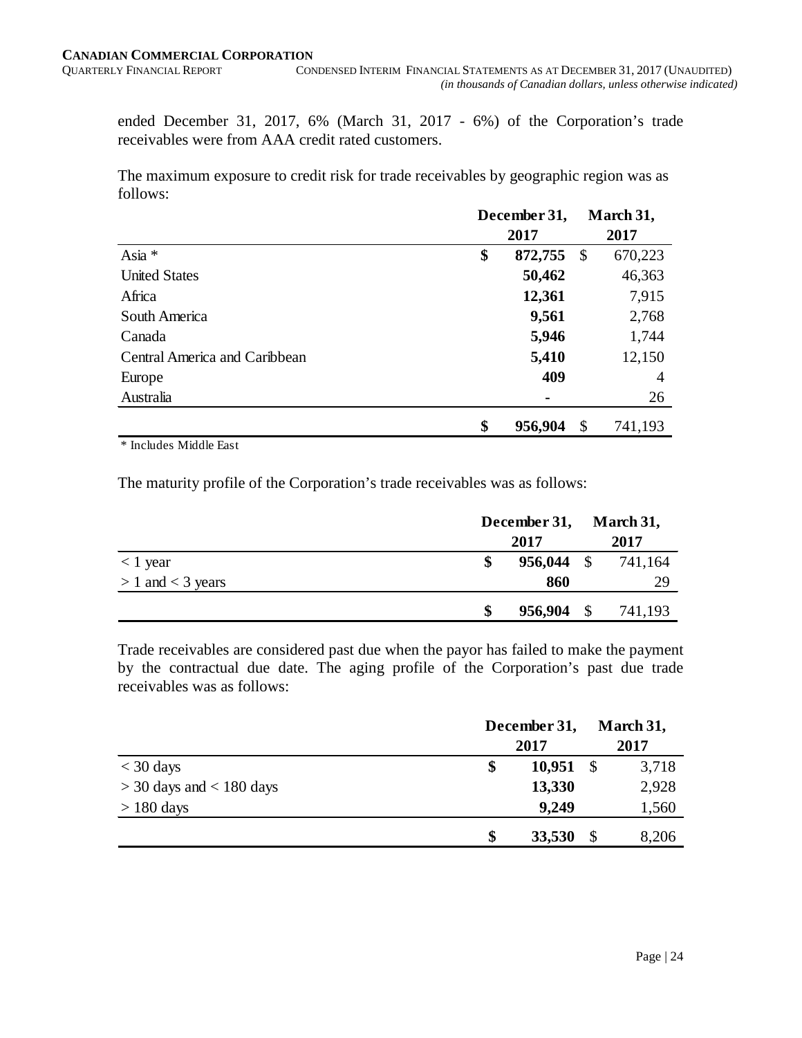ended December 31, 2017, 6% (March 31, 2017 - 6%) of the Corporation's trade receivables were from AAA credit rated customers.

The maximum exposure to credit risk for trade receivables by geographic region was as follows:

| | December 31, 2017 | March 31, 2017 |
|---|---|---|
| Asia * | **$ 872,755** | $ 670,223 |
| United States | **50,462** | 46,363 |
| Africa | **12,361** | 7,915 |
| South America | **9,561** | 2,768 |
| Canada | **5,946** | 1,744 |
| Central America and Caribbean | **5,410** | 12,150 |
| Europe | **409** | 4 |
| Australia | **-** | 26 |
| | **$ 956,904** | $ 741,193 |

\* Includes Middle East

The maturity profile of the Corporation's trade receivables was as follows:

| | December 31, 2017 | March 31, 2017 |
|---|---|---|
| < 1 year | **$ 956,044** | $ 741,164 |
| > 1 and < 3 years | **860** | 29 |
| | **$ 956,904** | $ 741,193 |

Trade receivables are considered past due when the payor has failed to make the payment by the contractual due date. The aging profile of the Corporation's past due trade receivables was as follows:

| | December 31, 2017 | March 31, 2017 |
|---|---|---|
| < 30 days | **$ 10,951** | $ 3,718 |
| > 30 days and < 180 days | **13,330** | 2,928 |
| > 180 days | **9,249** | 1,560 |
| | **$ 33,530** | $ 8,206 |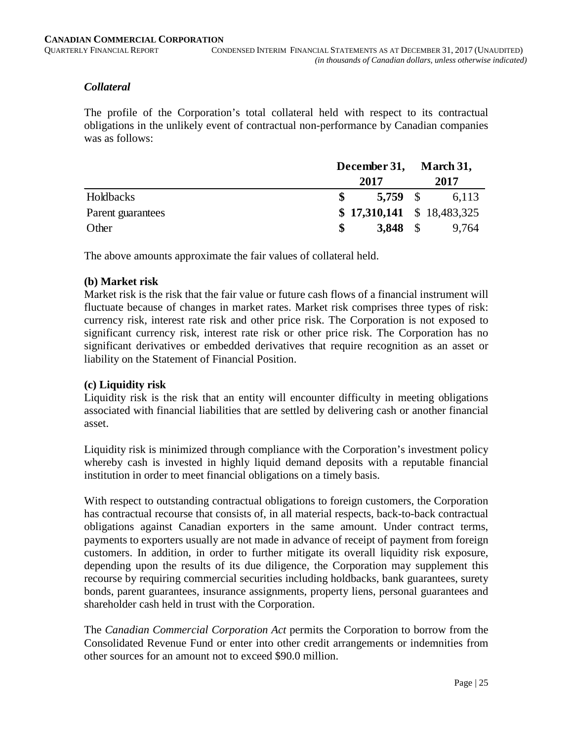### *Collateral*

The profile of the Corporation's total collateral held with respect to its contractual obligations in the unlikely event of contractual non-performance by Canadian companies was as follows:

| | December 31, 2017 | March 31, 2017 |
|---|---|---|
| Holdbacks | **$ 5,759** | $ 6,113 |
| Parent guarantees | **$ 17,310,141** | $ 18,483,325 |
| Other | **$ 3,848** | $ 9,764 |

The above amounts approximate the fair values of collateral held.

**(b) Market risk**

Market risk is the risk that the fair value or future cash flows of a financial instrument will fluctuate because of changes in market rates. Market risk comprises three types of risk: currency risk, interest rate risk and other price risk. The Corporation is not exposed to significant currency risk, interest rate risk or other price risk. The Corporation has no significant derivatives or embedded derivatives that require recognition as an asset or liability on the Statement of Financial Position.

**(c) Liquidity risk**

Liquidity risk is the risk that an entity will encounter difficulty in meeting obligations associated with financial liabilities that are settled by delivering cash or another financial asset.

Liquidity risk is minimized through compliance with the Corporation's investment policy whereby cash is invested in highly liquid demand deposits with a reputable financial institution in order to meet financial obligations on a timely basis.

With respect to outstanding contractual obligations to foreign customers, the Corporation has contractual recourse that consists of, in all material respects, back-to-back contractual obligations against Canadian exporters in the same amount. Under contract terms, payments to exporters usually are not made in advance of receipt of payment from foreign customers. In addition, in order to further mitigate its overall liquidity risk exposure, depending upon the results of its due diligence, the Corporation may supplement this recourse by requiring commercial securities including holdbacks, bank guarantees, surety bonds, parent guarantees, insurance assignments, property liens, personal guarantees and shareholder cash held in trust with the Corporation.

The *Canadian Commercial Corporation Act* permits the Corporation to borrow from the Consolidated Revenue Fund or enter into other credit arrangements or indemnities from other sources for an amount not to exceed $90.0 million.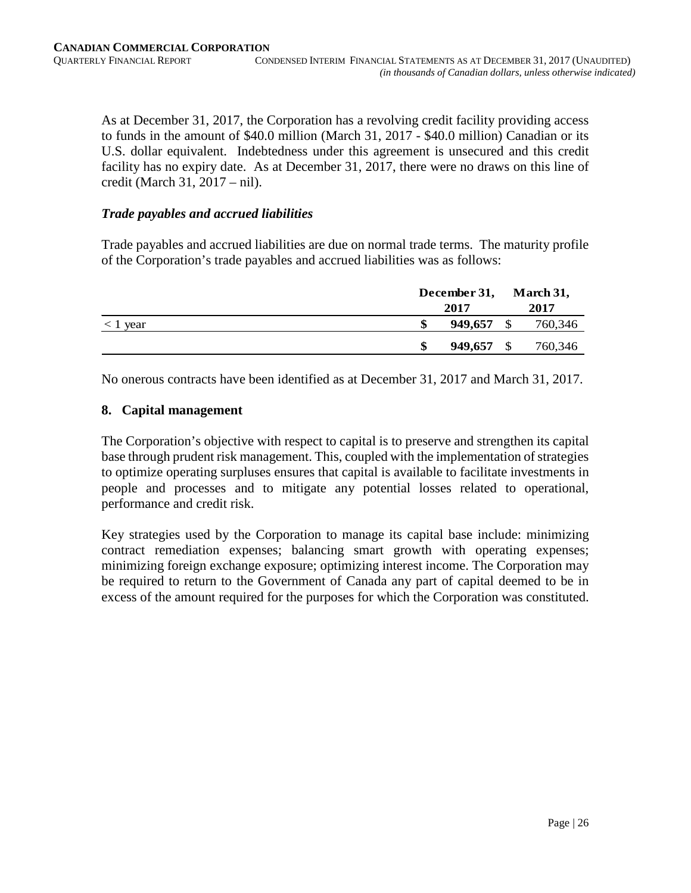As at December 31, 2017, the Corporation has a revolving credit facility providing access to funds in the amount of $40.0 million (March 31, 2017 - $40.0 million) Canadian or its U.S. dollar equivalent. Indebtedness under this agreement is unsecured and this credit facility has no expiry date. As at December 31, 2017, there were no draws on this line of credit (March 31, 2017 – nil).

### *Trade payables and accrued liabilities*

Trade payables and accrued liabilities are due on normal trade terms. The maturity profile of the Corporation's trade payables and accrued liabilities was as follows:

| | December 31, 2017 | March 31, 2017 |
|---|---|---|
| < 1 year | **$ 949,657** | $ 760,346 |
| | **$ 949,657** | $ 760,346 |

No onerous contracts have been identified as at December 31, 2017 and March 31, 2017.

## 8. Capital management

The Corporation's objective with respect to capital is to preserve and strengthen its capital base through prudent risk management. This, coupled with the implementation of strategies to optimize operating surpluses ensures that capital is available to facilitate investments in people and processes and to mitigate any potential losses related to operational, performance and credit risk.

Key strategies used by the Corporation to manage its capital base include: minimizing contract remediation expenses; balancing smart growth with operating expenses; minimizing foreign exchange exposure; optimizing interest income. The Corporation may be required to return to the Government of Canada any part of capital deemed to be in excess of the amount required for the purposes for which the Corporation was constituted.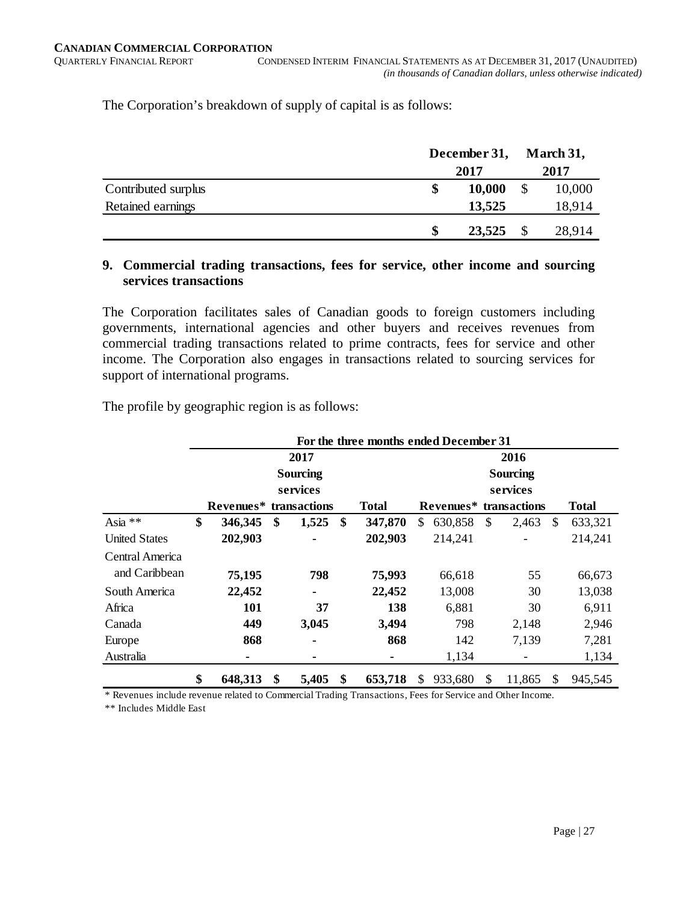The Corporation's breakdown of supply of capital is as follows:

| | December 31, 2017 | March 31, 2017 |
|---|---|---|
| Contributed surplus | **$ 10,000** | $ 10,000 |
| Retained earnings | **13,525** | 18,914 |
| | **$ 23,525** | $ 28,914 |

## 9. Commercial trading transactions, fees for service, other income and sourcing services transactions

The Corporation facilitates sales of Canadian goods to foreign customers including governments, international agencies and other buyers and receives revenues from commercial trading transactions related to prime contracts, fees for service and other income. The Corporation also engages in transactions related to sourcing services for support of international programs.

The profile by geographic region is as follows:

| | For the three months ended December 31 | | | | | |
|---|---|---|---|---|---|---|
| | **2017** | | | 2016 | | |
| | **Revenues*** | **Sourcing services transactions** | **Total** | Revenues* | Sourcing services transactions | Total |
| Asia ** | **$ 346,345** | **$ 1,525** | **$ 347,870** | $ 630,858 | $ 2,463 | $ 633,321 |
| United States | **202,903** | **-** | **202,903** | 214,241 | - | 214,241 |
| Central America and Caribbean | **75,195** | **798** | **75,993** | 66,618 | 55 | 66,673 |
| South America | **22,452** | **-** | **22,452** | 13,008 | 30 | 13,038 |
| Africa | **101** | **37** | **138** | 6,881 | 30 | 6,911 |
| Canada | **449** | **3,045** | **3,494** | 798 | 2,148 | 2,946 |
| Europe | **868** | **-** | **868** | 142 | 7,139 | 7,281 |
| Australia | **-** | **-** | **-** | 1,134 | - | 1,134 |
| | **$ 648,313** | **$ 5,405** | **$ 653,718** | $ 933,680 | $ 11,865 | $ 945,545 |

* Revenues include revenue related to Commercial Trading Transactions, Fees for Service and Other Income.

** Includes Middle East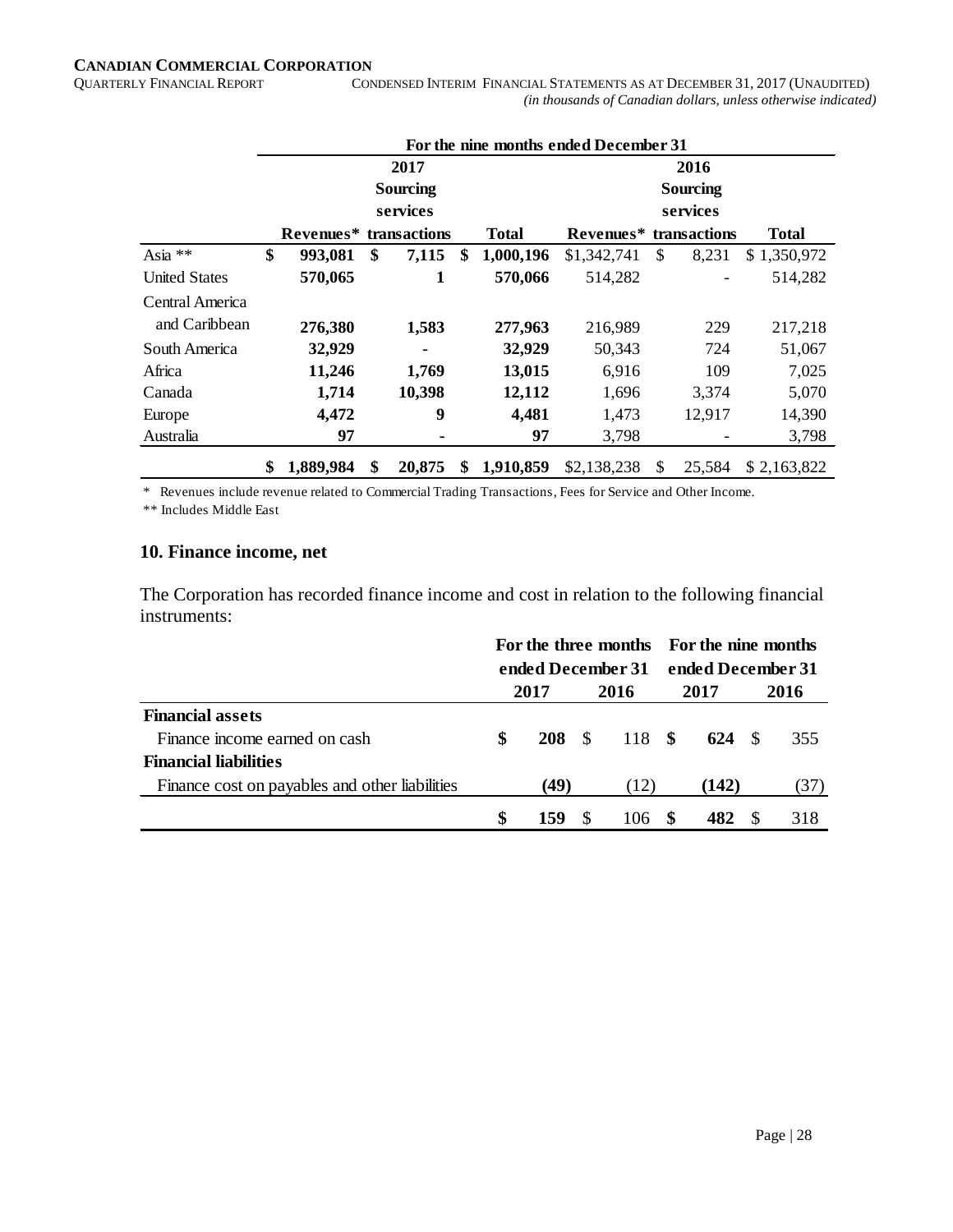| | For the nine months ended December 31 | | | | | |
|---|---|---|---|---|---|---|
| | 2017 | | | 2016 | | |
| | Revenues* | Sourcing services transactions | Total | Revenues* | Sourcing services transactions | Total |
| Asia ** | **$ 993,081** | **$ 7,115** | **$ 1,000,196** | $1,342,741 | $ 8,231 | $ 1,350,972 |
| United States | **570,065** | **1** | **570,066** | 514,282 | - | 514,282 |
| Central America and Caribbean | **276,380** | **1,583** | **277,963** | 216,989 | 229 | 217,218 |
| South America | **32,929** | **-** | **32,929** | 50,343 | 724 | 51,067 |
| Africa | **11,246** | **1,769** | **13,015** | 6,916 | 109 | 7,025 |
| Canada | **1,714** | **10,398** | **12,112** | 1,696 | 3,374 | 5,070 |
| Europe | **4,472** | **9** | **4,481** | 1,473 | 12,917 | 14,390 |
| Australia | **97** | **-** | **97** | 3,798 | - | 3,798 |
| | **$ 1,889,984** | **$ 20,875** | **$ 1,910,859** | $2,138,238 | $ 25,584 | $ 2,163,822 |

\* Revenues include revenue related to Commercial Trading Transactions, Fees for Service and Other Income.

** Includes Middle East

## 10. Finance income, net

The Corporation has recorded finance income and cost in relation to the following financial instruments:

| | For the three months ended December 31 | | For the nine months ended December 31 | |
|---|---|---|---|---|
| | 2017 | 2016 | 2017 | 2016 |
| **Financial assets** | | | | |
| Finance income earned on cash | **$ 208** | $ 118 | **$ 624** | $ 355 |
| **Financial liabilities** | | | | |
| Finance cost on payables and other liabilities | **(49)** | (12) | **(142)** | (37) |
| | **$ 159** | $ 106 | **$ 482** | $ 318 |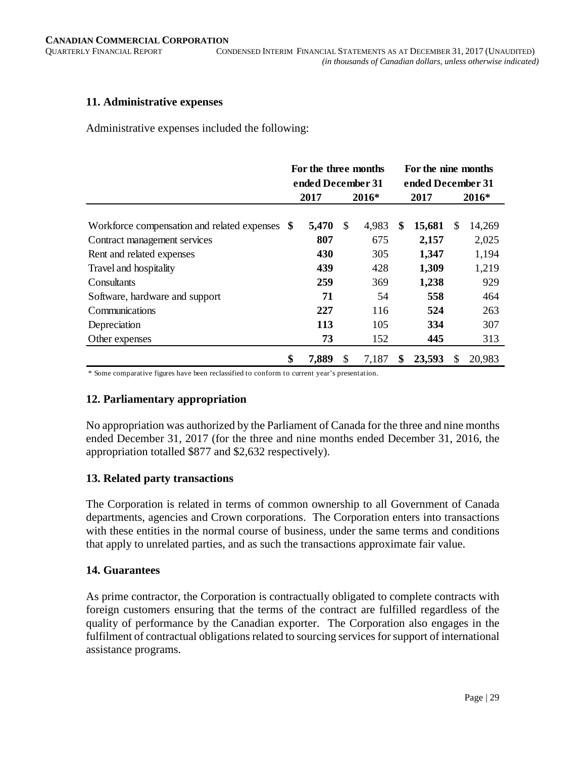## 11. Administrative expenses

Administrative expenses included the following:

| | For the three months ended December 31 | | For the nine months ended December 31 | |
|---|---|---|---|---|
| | **2017** | **2016*** | **2017** | **2016*** |
| Workforce compensation and related expenses | **$ 5,470** | $ 4,983 | **$ 15,681** | $ 14,269 |
| Contract management services | **807** | 675 | **2,157** | 2,025 |
| Rent and related expenses | **430** | 305 | **1,347** | 1,194 |
| Travel and hospitality | **439** | 428 | **1,309** | 1,219 |
| Consultants | **259** | 369 | **1,238** | 929 |
| Software, hardware and support | **71** | 54 | **558** | 464 |
| Communications | **227** | 116 | **524** | 263 |
| Depreciation | **113** | 105 | **334** | 307 |
| Other expenses | **73** | 152 | **445** | 313 |
| | **$ 7,889** | $ 7,187 | **$ 23,593** | $ 20,983 |

\* Some comparative figures have been reclassified to conform to current year's presentation.

## 12. Parliamentary appropriation

No appropriation was authorized by the Parliament of Canada for the three and nine months ended December 31, 2017 (for the three and nine months ended December 31, 2016, the appropriation totalled $877 and $2,632 respectively).

## 13. Related party transactions

The Corporation is related in terms of common ownership to all Government of Canada departments, agencies and Crown corporations. The Corporation enters into transactions with these entities in the normal course of business, under the same terms and conditions that apply to unrelated parties, and as such the transactions approximate fair value.

## 14. Guarantees

As prime contractor, the Corporation is contractually obligated to complete contracts with foreign customers ensuring that the terms of the contract are fulfilled regardless of the quality of performance by the Canadian exporter. The Corporation also engages in the fulfilment of contractual obligations related to sourcing services for support of international assistance programs.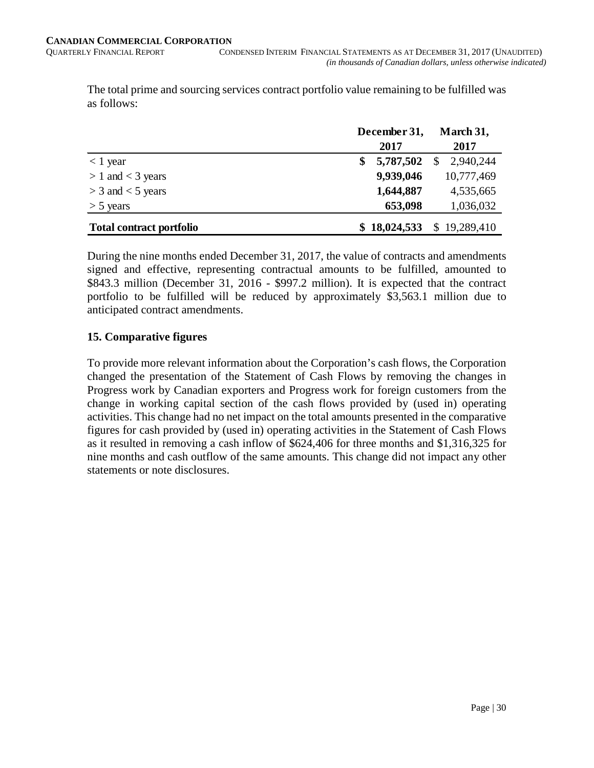The total prime and sourcing services contract portfolio value remaining to be fulfilled was as follows:

| | **December 31, 2017** | **March 31, 2017** |
|---|---|---|
| < 1 year | **$ 5,787,502** | $ 2,940,244 |
| > 1 and < 3 years | **9,939,046** | 10,777,469 |
| > 3 and < 5 years | **1,644,887** | 4,535,665 |
| > 5 years | **653,098** | 1,036,032 |
| **Total contract portfolio** | **$ 18,024,533** | $ 19,289,410 |

During the nine months ended December 31, 2017, the value of contracts and amendments signed and effective, representing contractual amounts to be fulfilled, amounted to \$843.3 million (December 31, 2016 - \$997.2 million). It is expected that the contract portfolio to be fulfilled will be reduced by approximately \$3,563.1 million due to anticipated contract amendments.

## 15. Comparative figures

To provide more relevant information about the Corporation's cash flows, the Corporation changed the presentation of the Statement of Cash Flows by removing the changes in Progress work by Canadian exporters and Progress work for foreign customers from the change in working capital section of the cash flows provided by (used in) operating activities. This change had no net impact on the total amounts presented in the comparative figures for cash provided by (used in) operating activities in the Statement of Cash Flows as it resulted in removing a cash inflow of \$624,406 for three months and \$1,316,325 for nine months and cash outflow of the same amounts. This change did not impact any other statements or note disclosures.